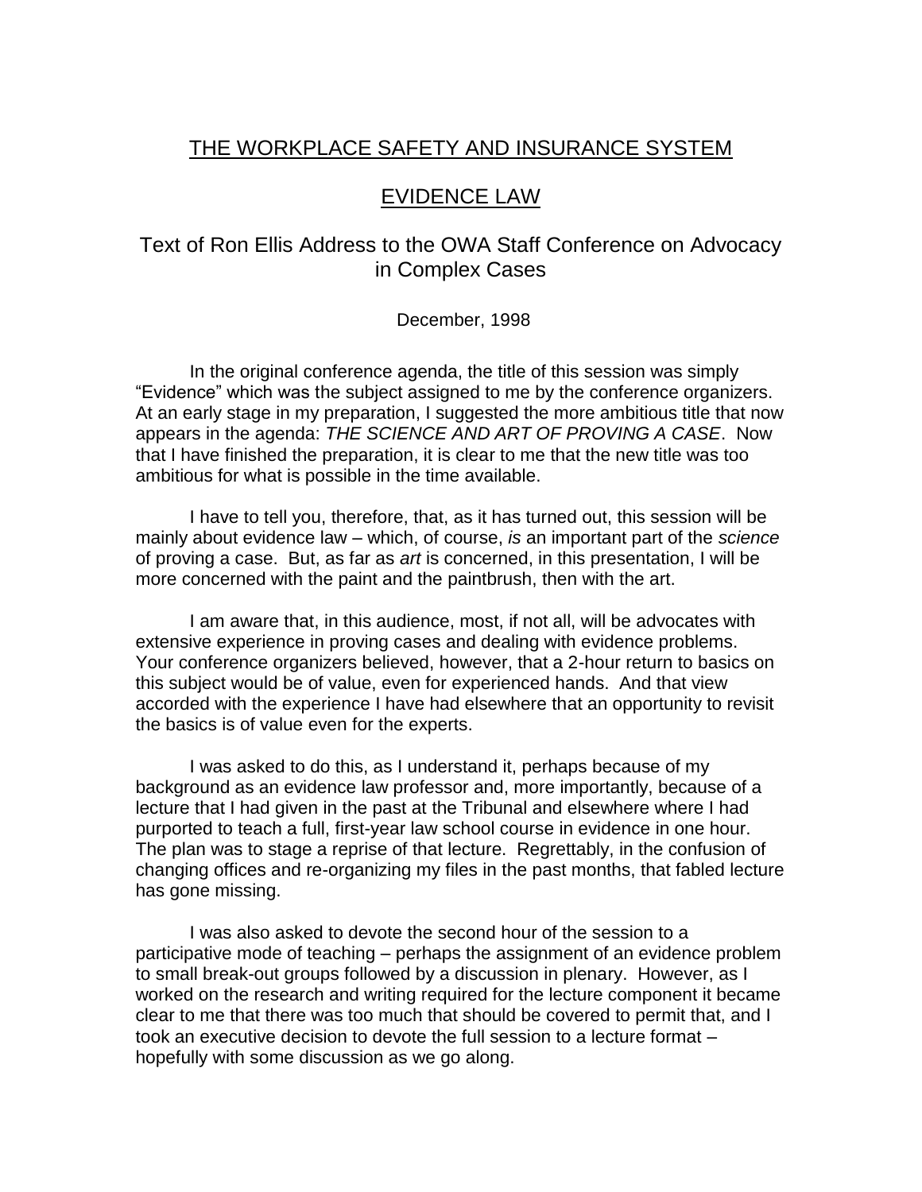# THE WORKPLACE SAFETY AND INSURANCE SYSTEM

## EVIDENCE LAW

### Text of Ron Ellis Address to the OWA Staff Conference on Advocacy in Complex Cases

December, 1998

In the original conference agenda, the title of this session was simply "Evidence" which was the subject assigned to me by the conference organizers. At an early stage in my preparation, I suggested the more ambitious title that now appears in the agenda: *THE SCIENCE AND ART OF PROVING A CASE*. Now that I have finished the preparation, it is clear to me that the new title was too ambitious for what is possible in the time available.

I have to tell you, therefore, that, as it has turned out, this session will be mainly about evidence law – which, of course, *is* an important part of the *science* of proving a case. But, as far as *art* is concerned, in this presentation, I will be more concerned with the paint and the paintbrush, then with the art.

I am aware that, in this audience, most, if not all, will be advocates with extensive experience in proving cases and dealing with evidence problems. Your conference organizers believed, however, that a 2-hour return to basics on this subject would be of value, even for experienced hands. And that view accorded with the experience I have had elsewhere that an opportunity to revisit the basics is of value even for the experts.

I was asked to do this, as I understand it, perhaps because of my background as an evidence law professor and, more importantly, because of a lecture that I had given in the past at the Tribunal and elsewhere where I had purported to teach a full, first-year law school course in evidence in one hour. The plan was to stage a reprise of that lecture. Regrettably, in the confusion of changing offices and re-organizing my files in the past months, that fabled lecture has gone missing.

I was also asked to devote the second hour of the session to a participative mode of teaching – perhaps the assignment of an evidence problem to small break-out groups followed by a discussion in plenary. However, as I worked on the research and writing required for the lecture component it became clear to me that there was too much that should be covered to permit that, and I took an executive decision to devote the full session to a lecture format – hopefully with some discussion as we go along.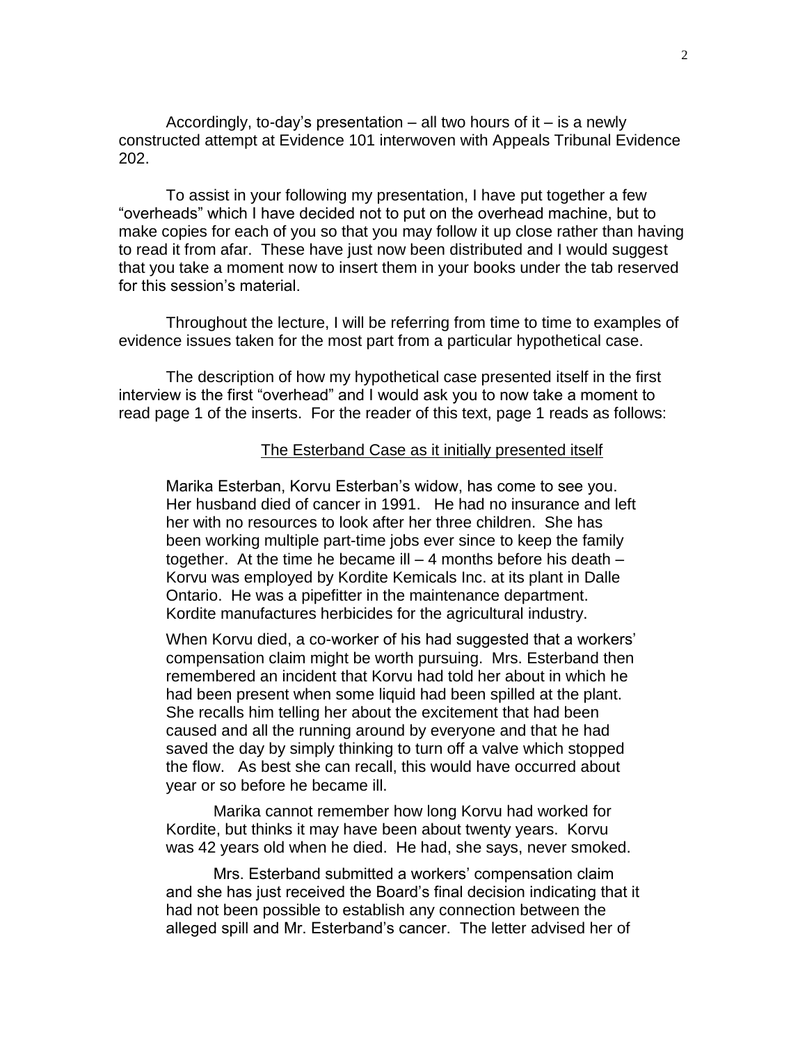Accordingly, to-day's presentation – all two hours of it – is a newly constructed attempt at Evidence 101 interwoven with Appeals Tribunal Evidence 202.

To assist in your following my presentation, I have put together a few "overheads" which I have decided not to put on the overhead machine, but to make copies for each of you so that you may follow it up close rather than having to read it from afar. These have just now been distributed and I would suggest that you take a moment now to insert them in your books under the tab reserved for this session's material.

Throughout the lecture, I will be referring from time to time to examples of evidence issues taken for the most part from a particular hypothetical case.

The description of how my hypothetical case presented itself in the first interview is the first "overhead" and I would ask you to now take a moment to read page 1 of the inserts. For the reader of this text, page 1 reads as follows:

> <u>The Esterband Case as it initially presented itself</u>
>
> Marika Esterban, Korvu Esterban's widow, has come to see you. Her husband died of cancer in 1991. He had no insurance and left her with no resources to look after her three children. She has been working multiple part-time jobs ever since to keep the family together. At the time he became ill – 4 months before his death – Korvu was employed by Kordite Kemicals Inc. at its plant in Dalle Ontario. He was a pipefitter in the maintenance department. Kordite manufactures herbicides for the agricultural industry.
>
> When Korvu died, a co-worker of his had suggested that a workers' compensation claim might be worth pursuing. Mrs. Esterband then remembered an incident that Korvu had told her about in which he had been present when some liquid had been spilled at the plant. She recalls him telling her about the excitement that had been caused and all the running around by everyone and that he had saved the day by simply thinking to turn off a valve which stopped the flow. As best she can recall, this would have occurred about year or so before he became ill.
>
> Marika cannot remember how long Korvu had worked for Kordite, but thinks it may have been about twenty years. Korvu was 42 years old when he died. He had, she says, never smoked.
>
> Mrs. Esterband submitted a workers' compensation claim and she has just received the Board's final decision indicating that it had not been possible to establish any connection between the alleged spill and Mr. Esterband's cancer. The letter advised her of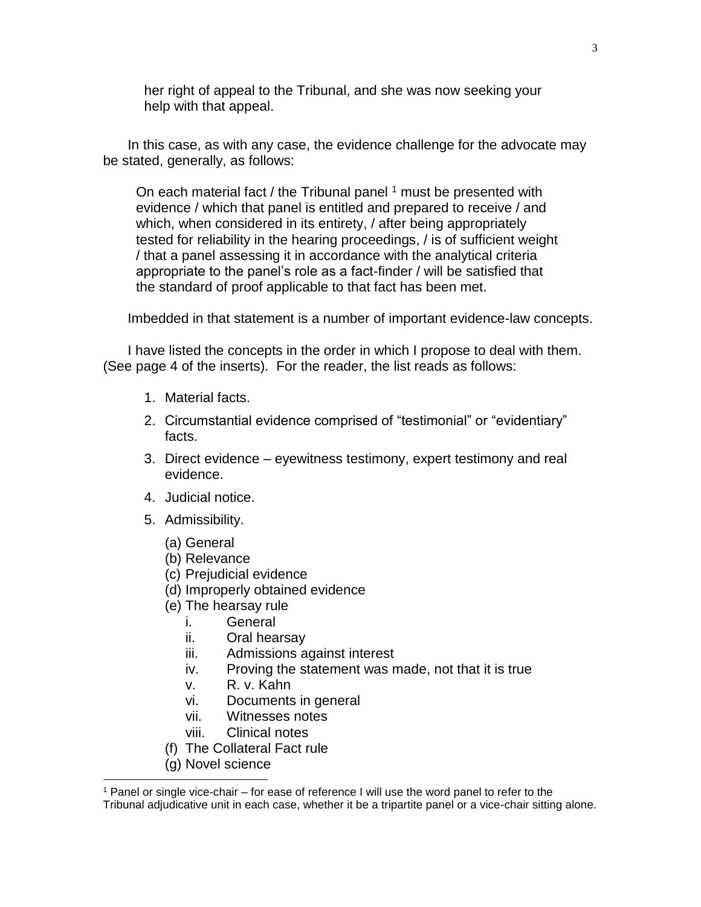her right of appeal to the Tribunal, and she was now seeking your help with that appeal.

In this case, as with any case, the evidence challenge for the advocate may be stated, generally, as follows:

> On each material fact / the Tribunal panel [1] must be presented with evidence / which that panel is entitled and prepared to receive / and which, when considered in its entirety, / after being appropriately tested for reliability in the hearing proceedings, / is of sufficient weight / that a panel assessing it in accordance with the analytical criteria appropriate to the panel's role as a fact-finder / will be satisfied that the standard of proof applicable to that fact has been met.

Imbedded in that statement is a number of important evidence-law concepts.

I have listed the concepts in the order in which I propose to deal with them. (See page 4 of the inserts). For the reader, the list reads as follows:

1. Material facts.
2. Circumstantial evidence comprised of "testimonial" or "evidentiary" facts.
3. Direct evidence – eyewitness testimony, expert testimony and real evidence.
4. Judicial notice.
5. Admissibility.
   - (a) General
   - (b) Relevance
   - (c) Prejudicial evidence
   - (d) Improperly obtained evidence
   - (e) The hearsay rule
     - i. General
     - ii. Oral hearsay
     - iii. Admissions against interest
     - iv. Proving the statement was made, not that it is true
     - v. R. v. Kahn
     - vi. Documents in general
     - vii. Witnesses notes
     - viii. Clinical notes
   - (f) The Collateral Fact rule
   - (g) Novel science

[1] Panel or single vice-chair – for ease of reference I will use the word panel to refer to the Tribunal adjudicative unit in each case, whether it be a tripartite panel or a vice-chair sitting alone.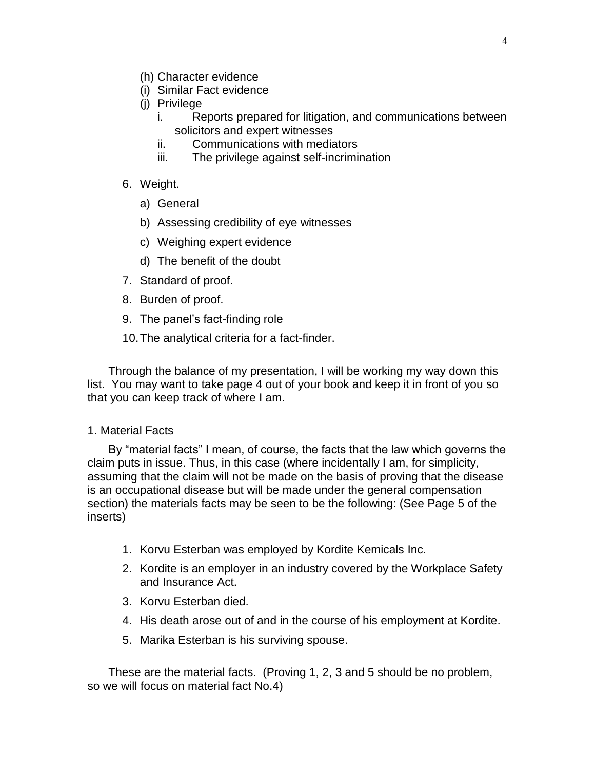(h) Character evidence
(i) Similar Fact evidence
(j) Privilege
  i. Reports prepared for litigation, and communications between solicitors and expert witnesses
  ii. Communications with mediators
  iii. The privilege against self-incrimination

6. Weight.
   a) General
   b) Assessing credibility of eye witnesses
   c) Weighing expert evidence
   d) The benefit of the doubt
7. Standard of proof.
8. Burden of proof.
9. The panel's fact-finding role
10. The analytical criteria for a fact-finder.

Through the balance of my presentation, I will be working my way down this list. You may want to take page 4 out of your book and keep it in front of you so that you can keep track of where I am.

<u>1. Material Facts</u>

By "material facts" I mean, of course, the facts that the law which governs the claim puts in issue. Thus, in this case (where incidentally I am, for simplicity, assuming that the claim will not be made on the basis of proving that the disease is an occupational disease but will be made under the general compensation section) the materials facts may be seen to be the following: (See Page 5 of the inserts)

1. Korvu Esterban was employed by Kordite Kemicals Inc.
2. Kordite is an employer in an industry covered by the Workplace Safety and Insurance Act.
3. Korvu Esterban died.
4. His death arose out of and in the course of his employment at Kordite.
5. Marika Esterban is his surviving spouse.

These are the material facts. (Proving 1, 2, 3 and 5 should be no problem, so we will focus on material fact No.4)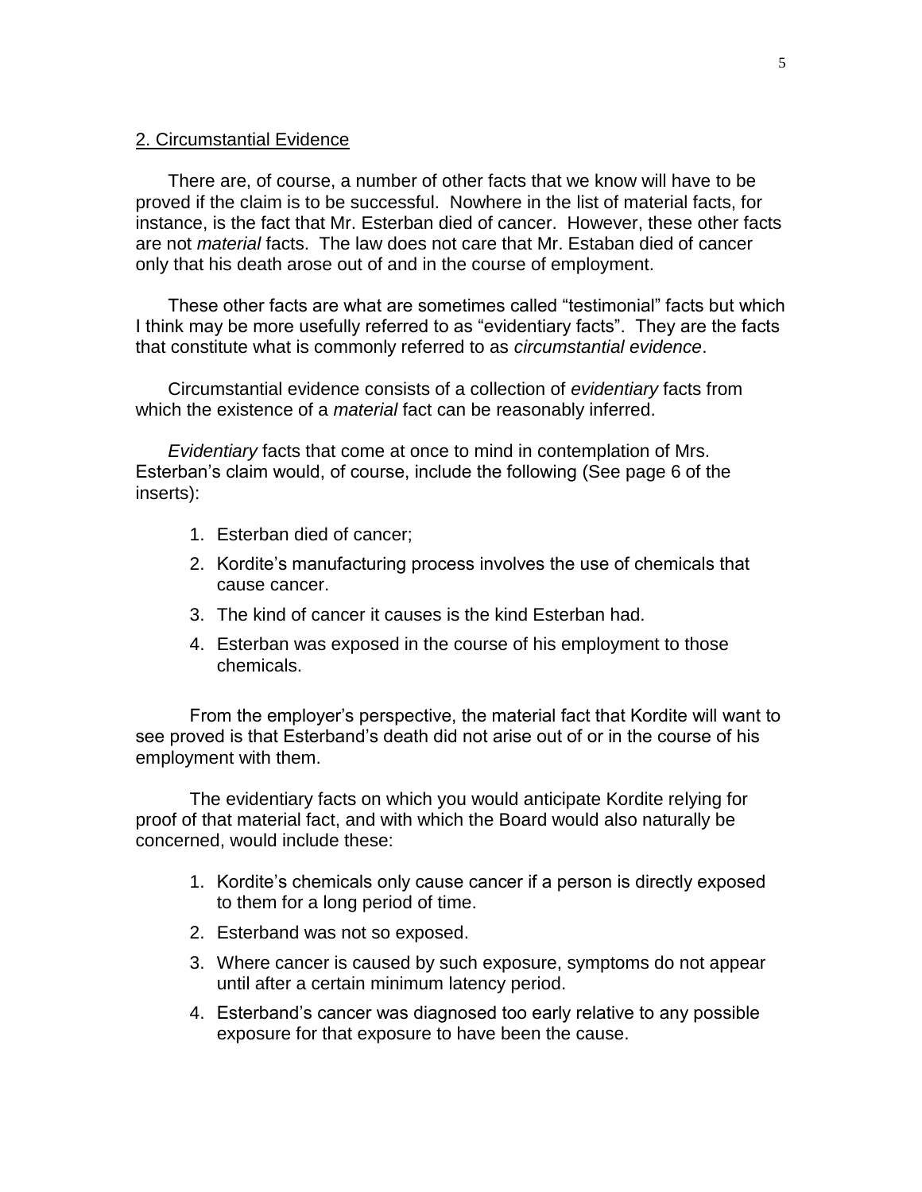## 2. Circumstantial Evidence

There are, of course, a number of other facts that we know will have to be proved if the claim is to be successful. Nowhere in the list of material facts, for instance, is the fact that Mr. Esterban died of cancer. However, these other facts are not *material* facts. The law does not care that Mr. Estaban died of cancer only that his death arose out of and in the course of employment.

These other facts are what are sometimes called "testimonial" facts but which I think may be more usefully referred to as "evidentiary facts". They are the facts that constitute what is commonly referred to as *circumstantial evidence*.

Circumstantial evidence consists of a collection of *evidentiary* facts from which the existence of a *material* fact can be reasonably inferred.

*Evidentiary* facts that come at once to mind in contemplation of Mrs. Esterban's claim would, of course, include the following (See page 6 of the inserts):

1. Esterban died of cancer;
2. Kordite's manufacturing process involves the use of chemicals that cause cancer.
3. The kind of cancer it causes is the kind Esterban had.
4. Esterban was exposed in the course of his employment to those chemicals.

From the employer's perspective, the material fact that Kordite will want to see proved is that Esterband's death did not arise out of or in the course of his employment with them.

The evidentiary facts on which you would anticipate Kordite relying for proof of that material fact, and with which the Board would also naturally be concerned, would include these:

1. Kordite's chemicals only cause cancer if a person is directly exposed to them for a long period of time.
2. Esterband was not so exposed.
3. Where cancer is caused by such exposure, symptoms do not appear until after a certain minimum latency period.
4. Esterband's cancer was diagnosed too early relative to any possible exposure for that exposure to have been the cause.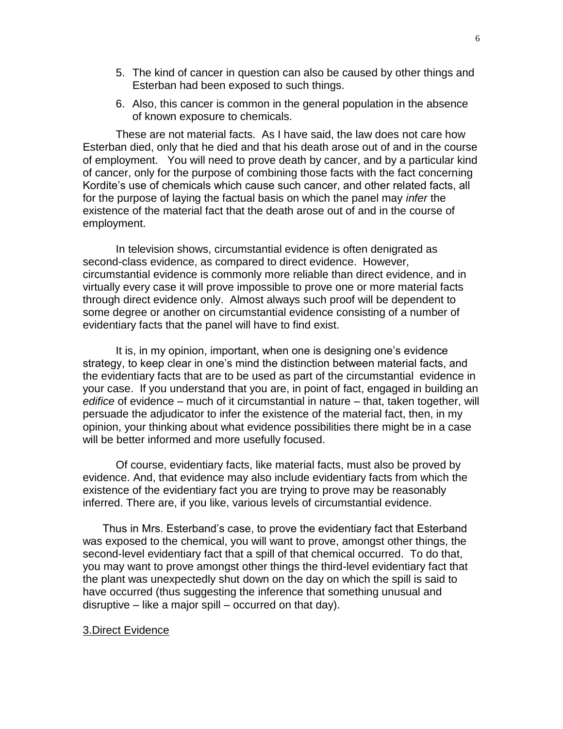5. The kind of cancer in question can also be caused by other things and Esterban had been exposed to such things.
6. Also, this cancer is common in the general population in the absence of known exposure to chemicals.

These are not material facts. As I have said, the law does not care how Esterban died, only that he died and that his death arose out of and in the course of employment. You will need to prove death by cancer, and by a particular kind of cancer, only for the purpose of combining those facts with the fact concerning Kordite's use of chemicals which cause such cancer, and other related facts, all for the purpose of laying the factual basis on which the panel may *infer* the existence of the material fact that the death arose out of and in the course of employment.

In television shows, circumstantial evidence is often denigrated as second-class evidence, as compared to direct evidence. However, circumstantial evidence is commonly more reliable than direct evidence, and in virtually every case it will prove impossible to prove one or more material facts through direct evidence only. Almost always such proof will be dependent to some degree or another on circumstantial evidence consisting of a number of evidentiary facts that the panel will have to find exist.

It is, in my opinion, important, when one is designing one's evidence strategy, to keep clear in one's mind the distinction between material facts, and the evidentiary facts that are to be used as part of the circumstantial evidence in your case. If you understand that you are, in point of fact, engaged in building an *edifice* of evidence – much of it circumstantial in nature – that, taken together, will persuade the adjudicator to infer the existence of the material fact, then, in my opinion, your thinking about what evidence possibilities there might be in a case will be better informed and more usefully focused.

Of course, evidentiary facts, like material facts, must also be proved by evidence. And, that evidence may also include evidentiary facts from which the existence of the evidentiary fact you are trying to prove may be reasonably inferred. There are, if you like, various levels of circumstantial evidence.

Thus in Mrs. Esterband's case, to prove the evidentiary fact that Esterband was exposed to the chemical, you will want to prove, amongst other things, the second-level evidentiary fact that a spill of that chemical occurred. To do that, you may want to prove amongst other things the third-level evidentiary fact that the plant was unexpectedly shut down on the day on which the spill is said to have occurred (thus suggesting the inference that something unusual and disruptive – like a major spill – occurred on that day).

3.Direct Evidence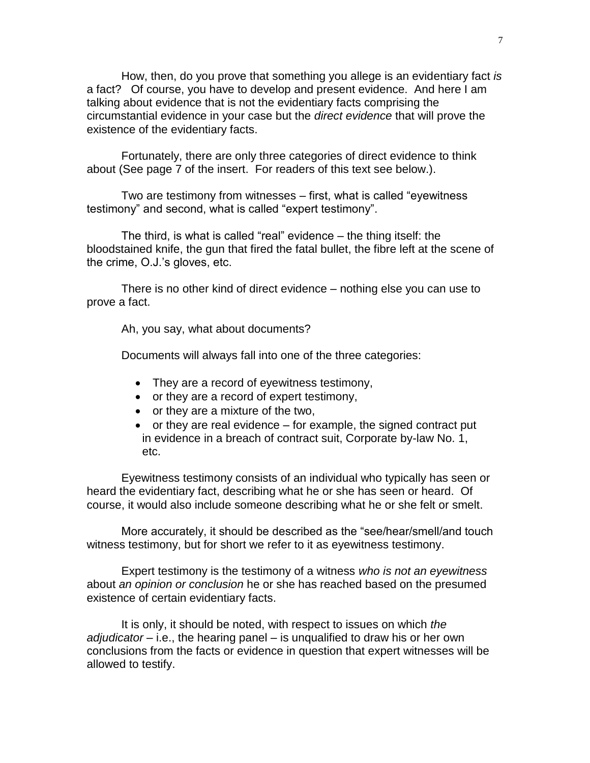How, then, do you prove that something you allege is an evidentiary fact *is* a fact? Of course, you have to develop and present evidence. And here I am talking about evidence that is not the evidentiary facts comprising the circumstantial evidence in your case but the *direct evidence* that will prove the existence of the evidentiary facts.

Fortunately, there are only three categories of direct evidence to think about (See page 7 of the insert. For readers of this text see below.).

Two are testimony from witnesses – first, what is called "eyewitness testimony" and second, what is called "expert testimony".

The third, is what is called "real" evidence – the thing itself: the bloodstained knife, the gun that fired the fatal bullet, the fibre left at the scene of the crime, O.J.'s gloves, etc.

There is no other kind of direct evidence – nothing else you can use to prove a fact.

Ah, you say, what about documents?

Documents will always fall into one of the three categories:

- They are a record of eyewitness testimony,
- or they are a record of expert testimony,
- or they are a mixture of the two,
- or they are real evidence – for example, the signed contract put in evidence in a breach of contract suit, Corporate by-law No. 1, etc.

Eyewitness testimony consists of an individual who typically has seen or heard the evidentiary fact, describing what he or she has seen or heard. Of course, it would also include someone describing what he or she felt or smelt.

More accurately, it should be described as the "see/hear/smell/and touch witness testimony, but for short we refer to it as eyewitness testimony.

Expert testimony is the testimony of a witness *who is not an eyewitness* about *an opinion or conclusion* he or she has reached based on the presumed existence of certain evidentiary facts.

It is only, it should be noted, with respect to issues on which *the adjudicator* – i.e., the hearing panel – is unqualified to draw his or her own conclusions from the facts or evidence in question that expert witnesses will be allowed to testify.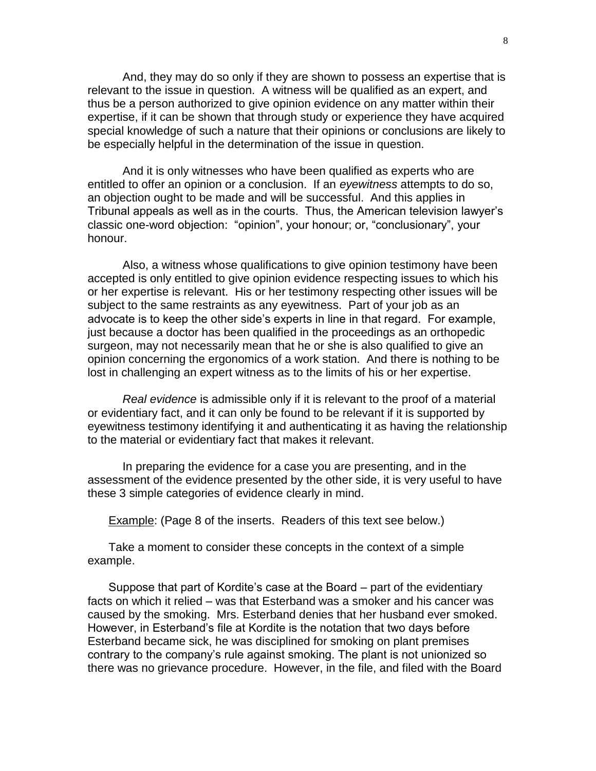And, they may do so only if they are shown to possess an expertise that is relevant to the issue in question. A witness will be qualified as an expert, and thus be a person authorized to give opinion evidence on any matter within their expertise, if it can be shown that through study or experience they have acquired special knowledge of such a nature that their opinions or conclusions are likely to be especially helpful in the determination of the issue in question.

And it is only witnesses who have been qualified as experts who are entitled to offer an opinion or a conclusion. If an *eyewitness* attempts to do so, an objection ought to be made and will be successful. And this applies in Tribunal appeals as well as in the courts. Thus, the American television lawyer's classic one-word objection: "opinion", your honour; or, "conclusionary", your honour.

Also, a witness whose qualifications to give opinion testimony have been accepted is only entitled to give opinion evidence respecting issues to which his or her expertise is relevant. His or her testimony respecting other issues will be subject to the same restraints as any eyewitness. Part of your job as an advocate is to keep the other side's experts in line in that regard. For example, just because a doctor has been qualified in the proceedings as an orthopedic surgeon, may not necessarily mean that he or she is also qualified to give an opinion concerning the ergonomics of a work station. And there is nothing to be lost in challenging an expert witness as to the limits of his or her expertise.

*Real evidence* is admissible only if it is relevant to the proof of a material or evidentiary fact, and it can only be found to be relevant if it is supported by eyewitness testimony identifying it and authenticating it as having the relationship to the material or evidentiary fact that makes it relevant.

In preparing the evidence for a case you are presenting, and in the assessment of the evidence presented by the other side, it is very useful to have these 3 simple categories of evidence clearly in mind.

Example: (Page 8 of the inserts. Readers of this text see below.)

Take a moment to consider these concepts in the context of a simple example.

Suppose that part of Kordite's case at the Board – part of the evidentiary facts on which it relied – was that Esterband was a smoker and his cancer was caused by the smoking. Mrs. Esterband denies that her husband ever smoked. However, in Esterband's file at Kordite is the notation that two days before Esterband became sick, he was disciplined for smoking on plant premises contrary to the company's rule against smoking. The plant is not unionized so there was no grievance procedure. However, in the file, and filed with the Board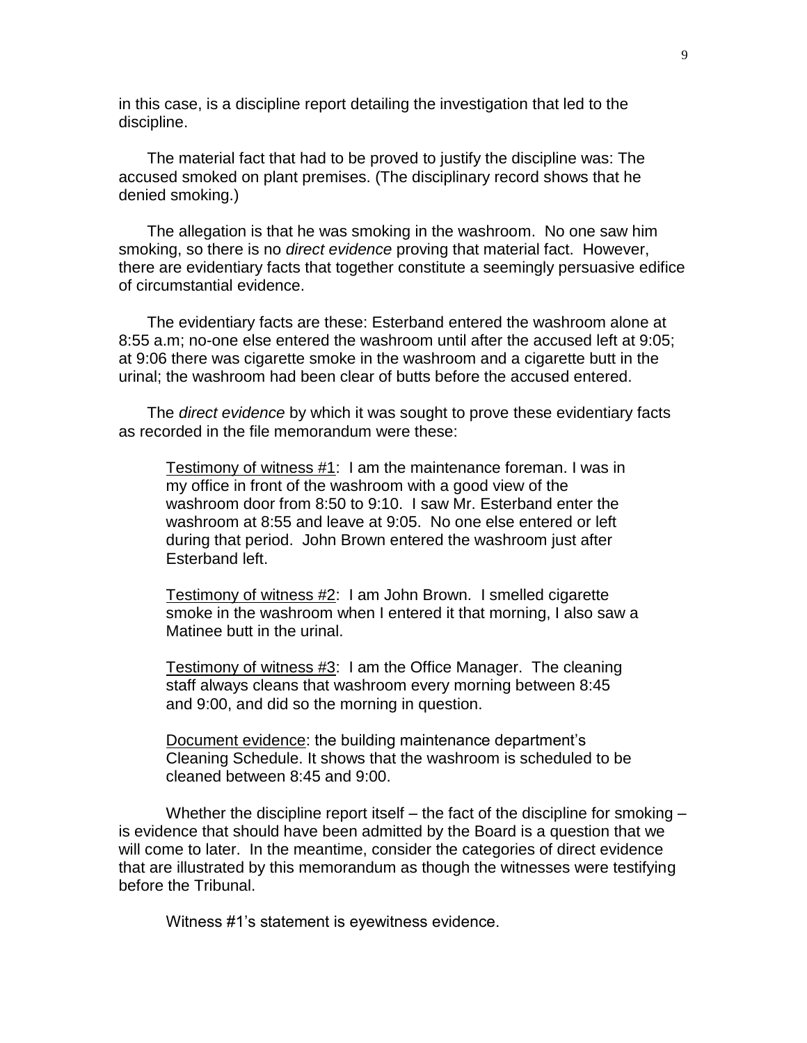in this case, is a discipline report detailing the investigation that led to the discipline.

The material fact that had to be proved to justify the discipline was: The accused smoked on plant premises. (The disciplinary record shows that he denied smoking.)

The allegation is that he was smoking in the washroom. No one saw him smoking, so there is no *direct evidence* proving that material fact. However, there are evidentiary facts that together constitute a seemingly persuasive edifice of circumstantial evidence.

The evidentiary facts are these: Esterband entered the washroom alone at 8:55 a.m; no-one else entered the washroom until after the accused left at 9:05; at 9:06 there was cigarette smoke in the washroom and a cigarette butt in the urinal; the washroom had been clear of butts before the accused entered.

The *direct evidence* by which it was sought to prove these evidentiary facts as recorded in the file memorandum were these:

> <u>Testimony of witness #1</u>: I am the maintenance foreman. I was in my office in front of the washroom with a good view of the washroom door from 8:50 to 9:10. I saw Mr. Esterband enter the washroom at 8:55 and leave at 9:05. No one else entered or left during that period. John Brown entered the washroom just after Esterband left.
>
> <u>Testimony of witness #2</u>: I am John Brown. I smelled cigarette smoke in the washroom when I entered it that morning, I also saw a Matinee butt in the urinal.
>
> <u>Testimony of witness #3</u>: I am the Office Manager. The cleaning staff always cleans that washroom every morning between 8:45 and 9:00, and did so the morning in question.
>
> <u>Document evidence</u>: the building maintenance department's Cleaning Schedule. It shows that the washroom is scheduled to be cleaned between 8:45 and 9:00.

Whether the discipline report itself – the fact of the discipline for smoking – is evidence that should have been admitted by the Board is a question that we will come to later. In the meantime, consider the categories of direct evidence that are illustrated by this memorandum as though the witnesses were testifying before the Tribunal.

Witness #1's statement is eyewitness evidence.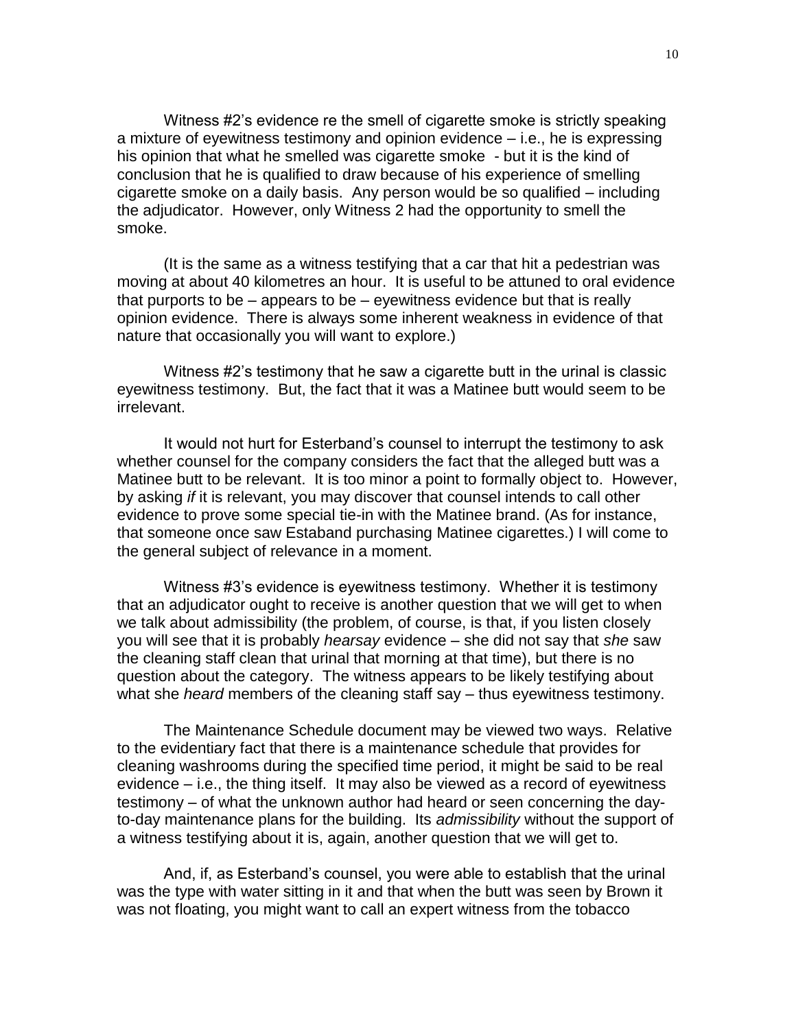Witness #2's evidence re the smell of cigarette smoke is strictly speaking a mixture of eyewitness testimony and opinion evidence – i.e., he is expressing his opinion that what he smelled was cigarette smoke - but it is the kind of conclusion that he is qualified to draw because of his experience of smelling cigarette smoke on a daily basis. Any person would be so qualified – including the adjudicator. However, only Witness 2 had the opportunity to smell the smoke.

(It is the same as a witness testifying that a car that hit a pedestrian was moving at about 40 kilometres an hour. It is useful to be attuned to oral evidence that purports to be – appears to be – eyewitness evidence but that is really opinion evidence. There is always some inherent weakness in evidence of that nature that occasionally you will want to explore.)

Witness #2's testimony that he saw a cigarette butt in the urinal is classic eyewitness testimony. But, the fact that it was a Matinee butt would seem to be irrelevant.

It would not hurt for Esterband's counsel to interrupt the testimony to ask whether counsel for the company considers the fact that the alleged butt was a Matinee butt to be relevant. It is too minor a point to formally object to. However, by asking *if* it is relevant, you may discover that counsel intends to call other evidence to prove some special tie-in with the Matinee brand. (As for instance, that someone once saw Estaband purchasing Matinee cigarettes.) I will come to the general subject of relevance in a moment.

Witness #3's evidence is eyewitness testimony. Whether it is testimony that an adjudicator ought to receive is another question that we will get to when we talk about admissibility (the problem, of course, is that, if you listen closely you will see that it is probably *hearsay* evidence – she did not say that *she* saw the cleaning staff clean that urinal that morning at that time), but there is no question about the category. The witness appears to be likely testifying about what she *heard* members of the cleaning staff say – thus eyewitness testimony.

The Maintenance Schedule document may be viewed two ways. Relative to the evidentiary fact that there is a maintenance schedule that provides for cleaning washrooms during the specified time period, it might be said to be real evidence – i.e., the thing itself. It may also be viewed as a record of eyewitness testimony – of what the unknown author had heard or seen concerning the day-to-day maintenance plans for the building. Its *admissibility* without the support of a witness testifying about it is, again, another question that we will get to.

And, if, as Esterband's counsel, you were able to establish that the urinal was the type with water sitting in it and that when the butt was seen by Brown it was not floating, you might want to call an expert witness from the tobacco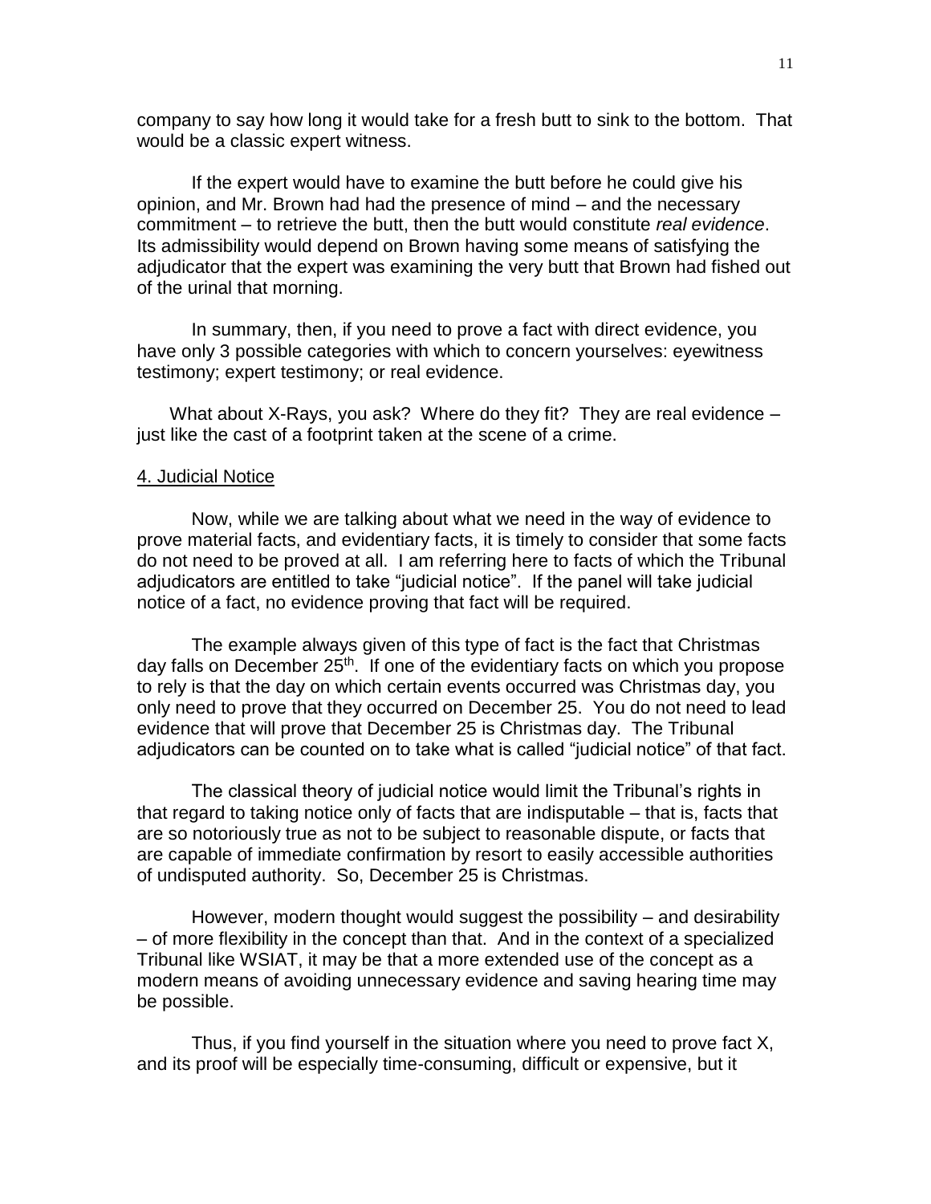company to say how long it would take for a fresh butt to sink to the bottom. That would be a classic expert witness.

If the expert would have to examine the butt before he could give his opinion, and Mr. Brown had had the presence of mind – and the necessary commitment – to retrieve the butt, then the butt would constitute *real evidence*. Its admissibility would depend on Brown having some means of satisfying the adjudicator that the expert was examining the very butt that Brown had fished out of the urinal that morning.

In summary, then, if you need to prove a fact with direct evidence, you have only 3 possible categories with which to concern yourselves: eyewitness testimony; expert testimony; or real evidence.

What about X-Rays, you ask? Where do they fit? They are real evidence – just like the cast of a footprint taken at the scene of a crime.

## 4. Judicial Notice

Now, while we are talking about what we need in the way of evidence to prove material facts, and evidentiary facts, it is timely to consider that some facts do not need to be proved at all. I am referring here to facts of which the Tribunal adjudicators are entitled to take "judicial notice". If the panel will take judicial notice of a fact, no evidence proving that fact will be required.

The example always given of this type of fact is the fact that Christmas day falls on December 25th. If one of the evidentiary facts on which you propose to rely is that the day on which certain events occurred was Christmas day, you only need to prove that they occurred on December 25. You do not need to lead evidence that will prove that December 25 is Christmas day. The Tribunal adjudicators can be counted on to take what is called "judicial notice" of that fact.

The classical theory of judicial notice would limit the Tribunal's rights in that regard to taking notice only of facts that are indisputable – that is, facts that are so notoriously true as not to be subject to reasonable dispute, or facts that are capable of immediate confirmation by resort to easily accessible authorities of undisputed authority. So, December 25 is Christmas.

However, modern thought would suggest the possibility – and desirability – of more flexibility in the concept than that. And in the context of a specialized Tribunal like WSIAT, it may be that a more extended use of the concept as a modern means of avoiding unnecessary evidence and saving hearing time may be possible.

Thus, if you find yourself in the situation where you need to prove fact X, and its proof will be especially time-consuming, difficult or expensive, but it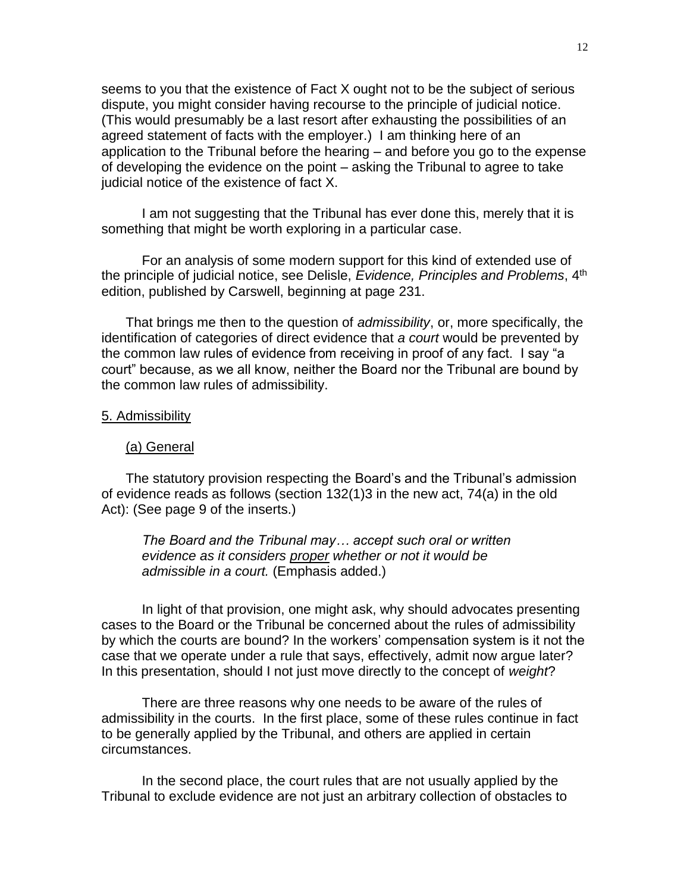seems to you that the existence of Fact X ought not to be the subject of serious dispute, you might consider having recourse to the principle of judicial notice. (This would presumably be a last resort after exhausting the possibilities of an agreed statement of facts with the employer.) I am thinking here of an application to the Tribunal before the hearing – and before you go to the expense of developing the evidence on the point – asking the Tribunal to agree to take judicial notice of the existence of fact X.

I am not suggesting that the Tribunal has ever done this, merely that it is something that might be worth exploring in a particular case.

For an analysis of some modern support for this kind of extended use of the principle of judicial notice, see Delisle, *Evidence, Principles and Problems*, 4th edition, published by Carswell, beginning at page 231.

That brings me then to the question of *admissibility*, or, more specifically, the identification of categories of direct evidence that *a court* would be prevented by the common law rules of evidence from receiving in proof of any fact. I say "a court" because, as we all know, neither the Board nor the Tribunal are bound by the common law rules of admissibility.

## 5. Admissibility

### (a) General

The statutory provision respecting the Board's and the Tribunal's admission of evidence reads as follows (section 132(1)3 in the new act, 74(a) in the old Act): (See page 9 of the inserts.)

> *The Board and the Tribunal may… accept such oral or written evidence as it considers proper whether or not it would be admissible in a court.* (Emphasis added.)

In light of that provision, one might ask, why should advocates presenting cases to the Board or the Tribunal be concerned about the rules of admissibility by which the courts are bound? In the workers' compensation system is it not the case that we operate under a rule that says, effectively, admit now argue later? In this presentation, should I not just move directly to the concept of *weight*?

There are three reasons why one needs to be aware of the rules of admissibility in the courts. In the first place, some of these rules continue in fact to be generally applied by the Tribunal, and others are applied in certain circumstances.

In the second place, the court rules that are not usually applied by the Tribunal to exclude evidence are not just an arbitrary collection of obstacles to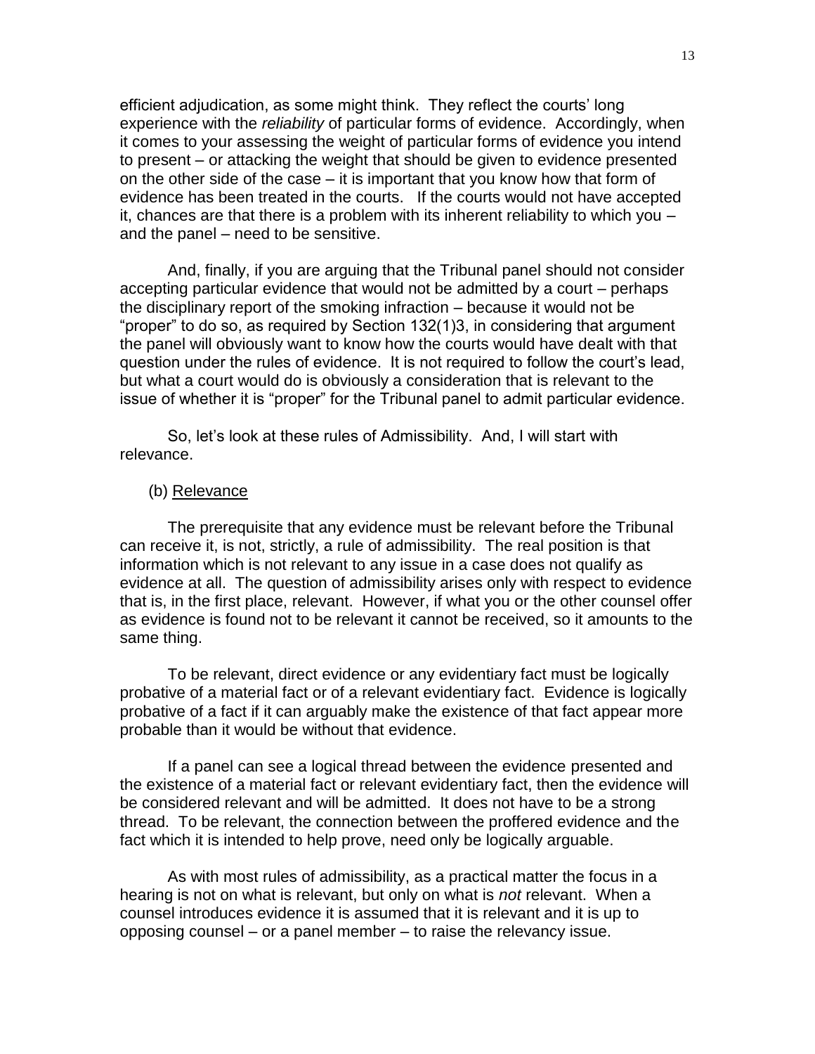efficient adjudication, as some might think. They reflect the courts' long experience with the *reliability* of particular forms of evidence. Accordingly, when it comes to your assessing the weight of particular forms of evidence you intend to present – or attacking the weight that should be given to evidence presented on the other side of the case – it is important that you know how that form of evidence has been treated in the courts. If the courts would not have accepted it, chances are that there is a problem with its inherent reliability to which you – and the panel – need to be sensitive.

And, finally, if you are arguing that the Tribunal panel should not consider accepting particular evidence that would not be admitted by a court – perhaps the disciplinary report of the smoking infraction – because it would not be "proper" to do so, as required by Section 132(1)3, in considering that argument the panel will obviously want to know how the courts would have dealt with that question under the rules of evidence. It is not required to follow the court's lead, but what a court would do is obviously a consideration that is relevant to the issue of whether it is "proper" for the Tribunal panel to admit particular evidence.

So, let's look at these rules of Admissibility. And, I will start with relevance.

(b) Relevance

The prerequisite that any evidence must be relevant before the Tribunal can receive it, is not, strictly, a rule of admissibility. The real position is that information which is not relevant to any issue in a case does not qualify as evidence at all. The question of admissibility arises only with respect to evidence that is, in the first place, relevant. However, if what you or the other counsel offer as evidence is found not to be relevant it cannot be received, so it amounts to the same thing.

To be relevant, direct evidence or any evidentiary fact must be logically probative of a material fact or of a relevant evidentiary fact. Evidence is logically probative of a fact if it can arguably make the existence of that fact appear more probable than it would be without that evidence.

If a panel can see a logical thread between the evidence presented and the existence of a material fact or relevant evidentiary fact, then the evidence will be considered relevant and will be admitted. It does not have to be a strong thread. To be relevant, the connection between the proffered evidence and the fact which it is intended to help prove, need only be logically arguable.

As with most rules of admissibility, as a practical matter the focus in a hearing is not on what is relevant, but only on what is *not* relevant. When a counsel introduces evidence it is assumed that it is relevant and it is up to opposing counsel – or a panel member – to raise the relevancy issue.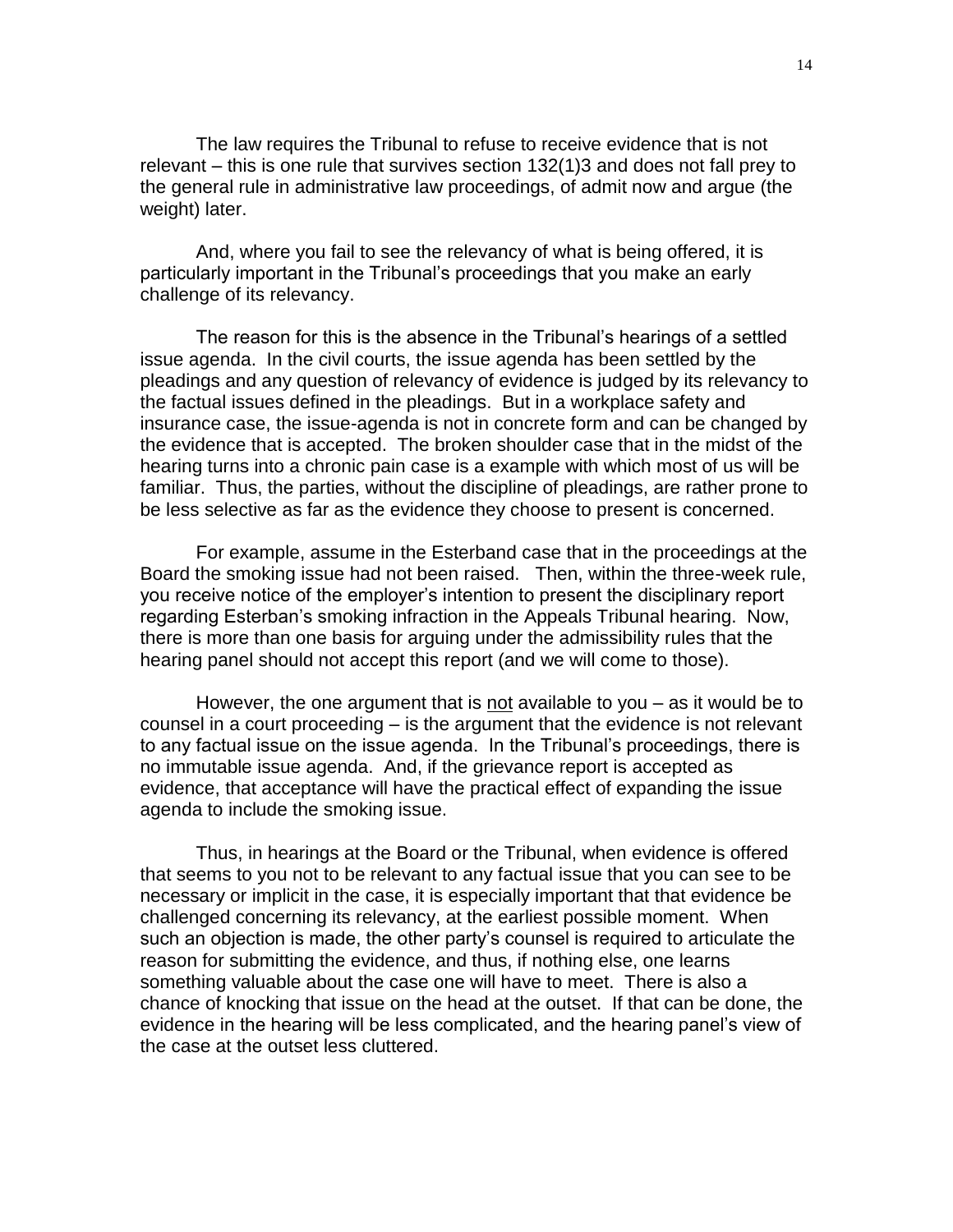The law requires the Tribunal to refuse to receive evidence that is not relevant – this is one rule that survives section 132(1)3 and does not fall prey to the general rule in administrative law proceedings, of admit now and argue (the weight) later.

And, where you fail to see the relevancy of what is being offered, it is particularly important in the Tribunal's proceedings that you make an early challenge of its relevancy.

The reason for this is the absence in the Tribunal's hearings of a settled issue agenda. In the civil courts, the issue agenda has been settled by the pleadings and any question of relevancy of evidence is judged by its relevancy to the factual issues defined in the pleadings. But in a workplace safety and insurance case, the issue-agenda is not in concrete form and can be changed by the evidence that is accepted. The broken shoulder case that in the midst of the hearing turns into a chronic pain case is a example with which most of us will be familiar. Thus, the parties, without the discipline of pleadings, are rather prone to be less selective as far as the evidence they choose to present is concerned.

For example, assume in the Esterband case that in the proceedings at the Board the smoking issue had not been raised. Then, within the three-week rule, you receive notice of the employer's intention to present the disciplinary report regarding Esterban's smoking infraction in the Appeals Tribunal hearing. Now, there is more than one basis for arguing under the admissibility rules that the hearing panel should not accept this report (and we will come to those).

However, the one argument that is <u>not</u> available to you – as it would be to counsel in a court proceeding – is the argument that the evidence is not relevant to any factual issue on the issue agenda. In the Tribunal's proceedings, there is no immutable issue agenda. And, if the grievance report is accepted as evidence, that acceptance will have the practical effect of expanding the issue agenda to include the smoking issue.

Thus, in hearings at the Board or the Tribunal, when evidence is offered that seems to you not to be relevant to any factual issue that you can see to be necessary or implicit in the case, it is especially important that that evidence be challenged concerning its relevancy, at the earliest possible moment. When such an objection is made, the other party's counsel is required to articulate the reason for submitting the evidence, and thus, if nothing else, one learns something valuable about the case one will have to meet. There is also a chance of knocking that issue on the head at the outset. If that can be done, the evidence in the hearing will be less complicated, and the hearing panel's view of the case at the outset less cluttered.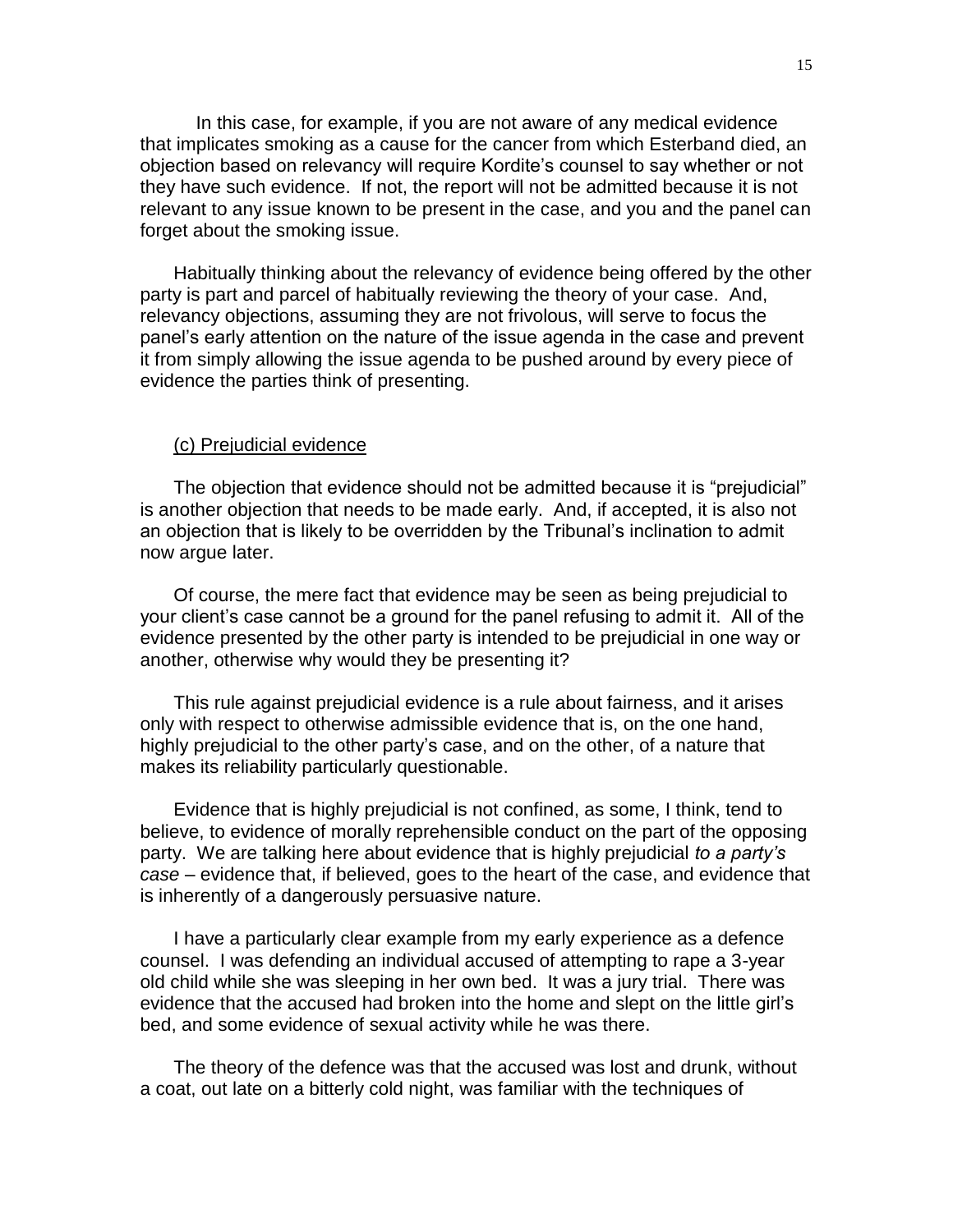In this case, for example, if you are not aware of any medical evidence that implicates smoking as a cause for the cancer from which Esterband died, an objection based on relevancy will require Kordite's counsel to say whether or not they have such evidence. If not, the report will not be admitted because it is not relevant to any issue known to be present in the case, and you and the panel can forget about the smoking issue.

Habitually thinking about the relevancy of evidence being offered by the other party is part and parcel of habitually reviewing the theory of your case. And, relevancy objections, assuming they are not frivolous, will serve to focus the panel's early attention on the nature of the issue agenda in the case and prevent it from simply allowing the issue agenda to be pushed around by every piece of evidence the parties think of presenting.

<u>(c) Prejudicial evidence</u>

The objection that evidence should not be admitted because it is "prejudicial" is another objection that needs to be made early. And, if accepted, it is also not an objection that is likely to be overridden by the Tribunal's inclination to admit now argue later.

Of course, the mere fact that evidence may be seen as being prejudicial to your client's case cannot be a ground for the panel refusing to admit it. All of the evidence presented by the other party is intended to be prejudicial in one way or another, otherwise why would they be presenting it?

This rule against prejudicial evidence is a rule about fairness, and it arises only with respect to otherwise admissible evidence that is, on the one hand, highly prejudicial to the other party's case, and on the other, of a nature that makes its reliability particularly questionable.

Evidence that is highly prejudicial is not confined, as some, I think, tend to believe, to evidence of morally reprehensible conduct on the part of the opposing party. We are talking here about evidence that is highly prejudicial *to a party's case* – evidence that, if believed, goes to the heart of the case, and evidence that is inherently of a dangerously persuasive nature.

I have a particularly clear example from my early experience as a defence counsel. I was defending an individual accused of attempting to rape a 3-year old child while she was sleeping in her own bed. It was a jury trial. There was evidence that the accused had broken into the home and slept on the little girl's bed, and some evidence of sexual activity while he was there.

The theory of the defence was that the accused was lost and drunk, without a coat, out late on a bitterly cold night, was familiar with the techniques of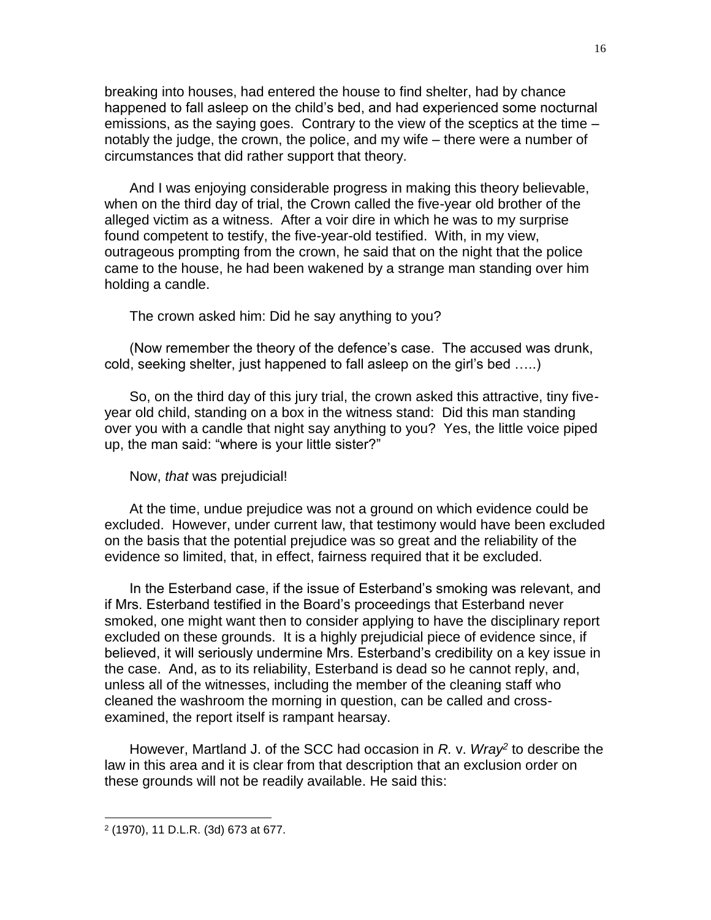breaking into houses, had entered the house to find shelter, had by chance happened to fall asleep on the child's bed, and had experienced some nocturnal emissions, as the saying goes. Contrary to the view of the sceptics at the time – notably the judge, the crown, the police, and my wife – there were a number of circumstances that did rather support that theory.

And I was enjoying considerable progress in making this theory believable, when on the third day of trial, the Crown called the five-year old brother of the alleged victim as a witness. After a voir dire in which he was to my surprise found competent to testify, the five-year-old testified. With, in my view, outrageous prompting from the crown, he said that on the night that the police came to the house, he had been wakened by a strange man standing over him holding a candle.

The crown asked him: Did he say anything to you?

(Now remember the theory of the defence's case. The accused was drunk, cold, seeking shelter, just happened to fall asleep on the girl's bed …..)

So, on the third day of this jury trial, the crown asked this attractive, tiny five-year old child, standing on a box in the witness stand: Did this man standing over you with a candle that night say anything to you? Yes, the little voice piped up, the man said: "where is your little sister?"

Now, *that* was prejudicial!

At the time, undue prejudice was not a ground on which evidence could be excluded. However, under current law, that testimony would have been excluded on the basis that the potential prejudice was so great and the reliability of the evidence so limited, that, in effect, fairness required that it be excluded.

In the Esterband case, if the issue of Esterband's smoking was relevant, and if Mrs. Esterband testified in the Board's proceedings that Esterband never smoked, one might want then to consider applying to have the disciplinary report excluded on these grounds. It is a highly prejudicial piece of evidence since, if believed, it will seriously undermine Mrs. Esterband's credibility on a key issue in the case. And, as to its reliability, Esterband is dead so he cannot reply, and, unless all of the witnesses, including the member of the cleaning staff who cleaned the washroom the morning in question, can be called and cross-examined, the report itself is rampant hearsay.

However, Martland J. of the SCC had occasion in *R.* v. *Wray*[2] to describe the law in this area and it is clear from that description that an exclusion order on these grounds will not be readily available. He said this:

---

[2] (1970), 11 D.L.R. (3d) 673 at 677.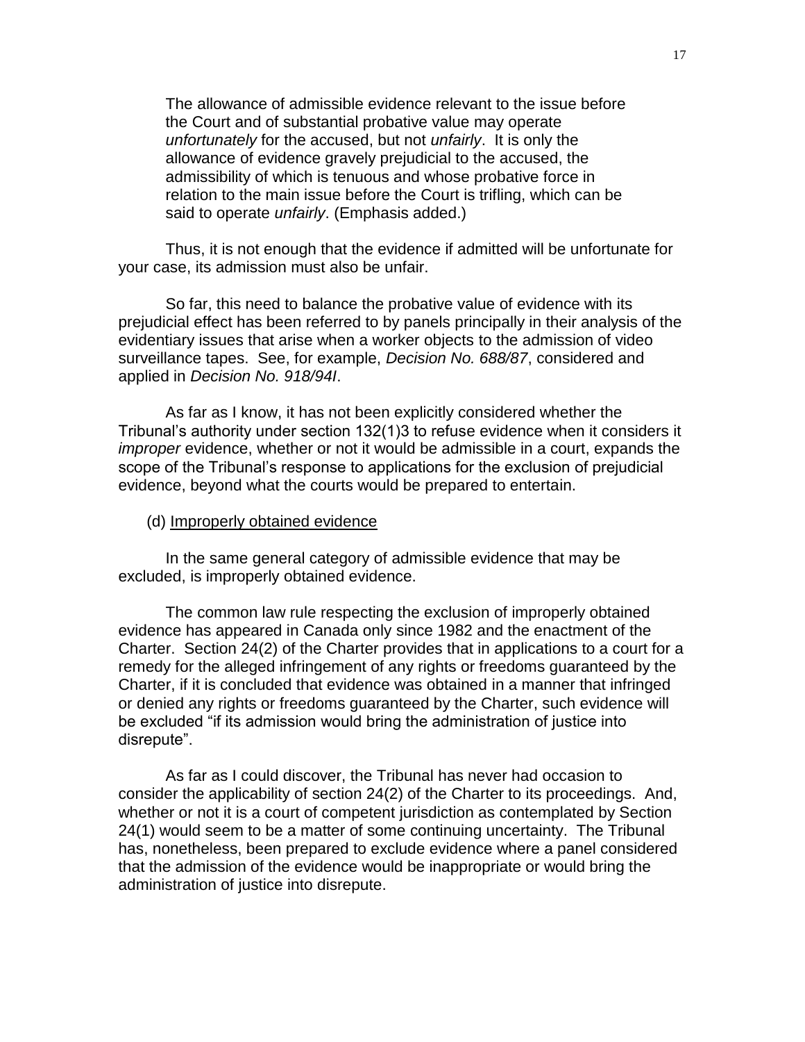> The allowance of admissible evidence relevant to the issue before the Court and of substantial probative value may operate *unfortunately* for the accused, but not *unfairly*. It is only the allowance of evidence gravely prejudicial to the accused, the admissibility of which is tenuous and whose probative force in relation to the main issue before the Court is trifling, which can be said to operate *unfairly*. (Emphasis added.)

Thus, it is not enough that the evidence if admitted will be unfortunate for your case, its admission must also be unfair.

So far, this need to balance the probative value of evidence with its prejudicial effect has been referred to by panels principally in their analysis of the evidentiary issues that arise when a worker objects to the admission of video surveillance tapes. See, for example, *Decision No. 688/87*, considered and applied in *Decision No. 918/94I*.

As far as I know, it has not been explicitly considered whether the Tribunal's authority under section 132(1)3 to refuse evidence when it considers it *improper* evidence, whether or not it would be admissible in a court, expands the scope of the Tribunal's response to applications for the exclusion of prejudicial evidence, beyond what the courts would be prepared to entertain.

(d) Improperly obtained evidence

In the same general category of admissible evidence that may be excluded, is improperly obtained evidence.

The common law rule respecting the exclusion of improperly obtained evidence has appeared in Canada only since 1982 and the enactment of the Charter. Section 24(2) of the Charter provides that in applications to a court for a remedy for the alleged infringement of any rights or freedoms guaranteed by the Charter, if it is concluded that evidence was obtained in a manner that infringed or denied any rights or freedoms guaranteed by the Charter, such evidence will be excluded "if its admission would bring the administration of justice into disrepute".

As far as I could discover, the Tribunal has never had occasion to consider the applicability of section 24(2) of the Charter to its proceedings. And, whether or not it is a court of competent jurisdiction as contemplated by Section 24(1) would seem to be a matter of some continuing uncertainty. The Tribunal has, nonetheless, been prepared to exclude evidence where a panel considered that the admission of the evidence would be inappropriate or would bring the administration of justice into disrepute.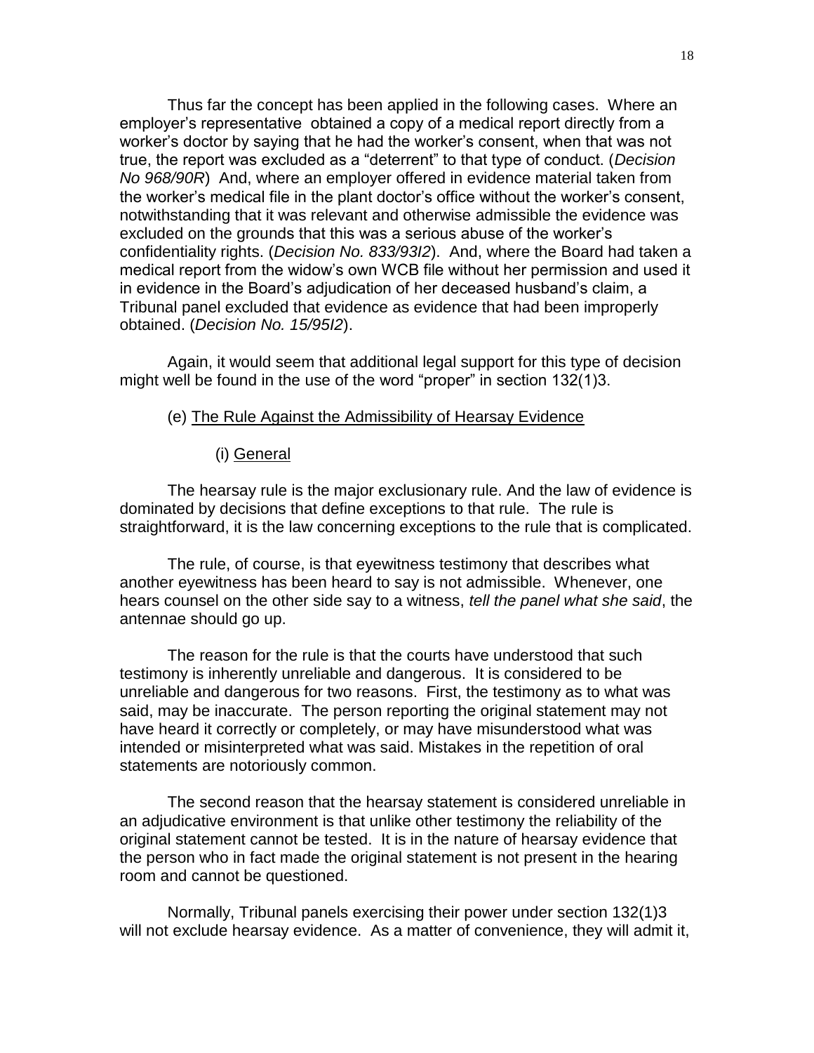Thus far the concept has been applied in the following cases. Where an employer's representative obtained a copy of a medical report directly from a worker's doctor by saying that he had the worker's consent, when that was not true, the report was excluded as a "deterrent" to that type of conduct. (*Decision No 968/90R*) And, where an employer offered in evidence material taken from the worker's medical file in the plant doctor's office without the worker's consent, notwithstanding that it was relevant and otherwise admissible the evidence was excluded on the grounds that this was a serious abuse of the worker's confidentiality rights. (*Decision No. 833/93I2*). And, where the Board had taken a medical report from the widow's own WCB file without her permission and used it in evidence in the Board's adjudication of her deceased husband's claim, a Tribunal panel excluded that evidence as evidence that had been improperly obtained. (*Decision No. 15/95I2*).

Again, it would seem that additional legal support for this type of decision might well be found in the use of the word "proper" in section 132(1)3.

(e) <u>The Rule Against the Admissibility of Hearsay Evidence</u>

(i) <u>General</u>

The hearsay rule is the major exclusionary rule. And the law of evidence is dominated by decisions that define exceptions to that rule. The rule is straightforward, it is the law concerning exceptions to the rule that is complicated.

The rule, of course, is that eyewitness testimony that describes what another eyewitness has been heard to say is not admissible. Whenever, one hears counsel on the other side say to a witness, *tell the panel what she said*, the antennae should go up.

The reason for the rule is that the courts have understood that such testimony is inherently unreliable and dangerous. It is considered to be unreliable and dangerous for two reasons. First, the testimony as to what was said, may be inaccurate. The person reporting the original statement may not have heard it correctly or completely, or may have misunderstood what was intended or misinterpreted what was said. Mistakes in the repetition of oral statements are notoriously common.

The second reason that the hearsay statement is considered unreliable in an adjudicative environment is that unlike other testimony the reliability of the original statement cannot be tested. It is in the nature of hearsay evidence that the person who in fact made the original statement is not present in the hearing room and cannot be questioned.

Normally, Tribunal panels exercising their power under section 132(1)3 will not exclude hearsay evidence. As a matter of convenience, they will admit it,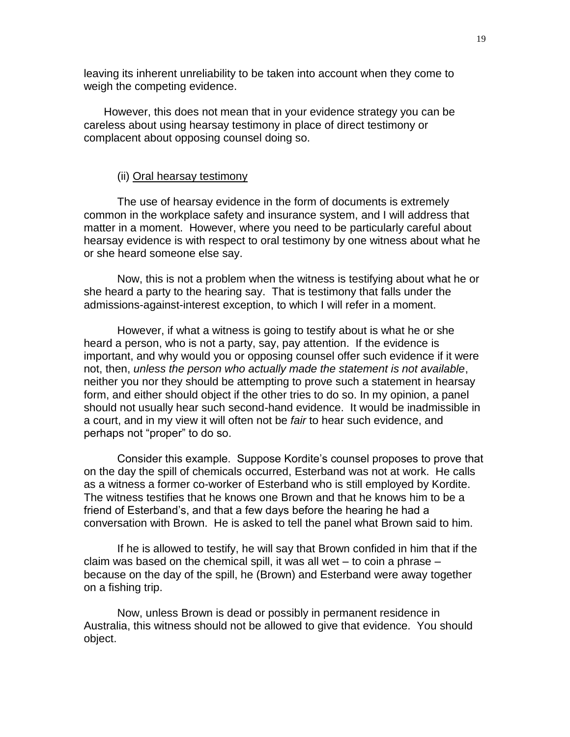leaving its inherent unreliability to be taken into account when they come to weigh the competing evidence.

However, this does not mean that in your evidence strategy you can be careless about using hearsay testimony in place of direct testimony or complacent about opposing counsel doing so.

(ii) Oral hearsay testimony

The use of hearsay evidence in the form of documents is extremely common in the workplace safety and insurance system, and I will address that matter in a moment. However, where you need to be particularly careful about hearsay evidence is with respect to oral testimony by one witness about what he or she heard someone else say.

Now, this is not a problem when the witness is testifying about what he or she heard a party to the hearing say. That is testimony that falls under the admissions-against-interest exception, to which I will refer in a moment.

However, if what a witness is going to testify about is what he or she heard a person, who is not a party, say, pay attention. If the evidence is important, and why would you or opposing counsel offer such evidence if it were not, then, *unless the person who actually made the statement is not available*, neither you nor they should be attempting to prove such a statement in hearsay form, and either should object if the other tries to do so. In my opinion, a panel should not usually hear such second-hand evidence. It would be inadmissible in a court, and in my view it will often not be *fair* to hear such evidence, and perhaps not "proper" to do so.

Consider this example. Suppose Kordite's counsel proposes to prove that on the day the spill of chemicals occurred, Esterband was not at work. He calls as a witness a former co-worker of Esterband who is still employed by Kordite. The witness testifies that he knows one Brown and that he knows him to be a friend of Esterband's, and that a few days before the hearing he had a conversation with Brown. He is asked to tell the panel what Brown said to him.

If he is allowed to testify, he will say that Brown confided in him that if the claim was based on the chemical spill, it was all wet – to coin a phrase – because on the day of the spill, he (Brown) and Esterband were away together on a fishing trip.

Now, unless Brown is dead or possibly in permanent residence in Australia, this witness should not be allowed to give that evidence. You should object.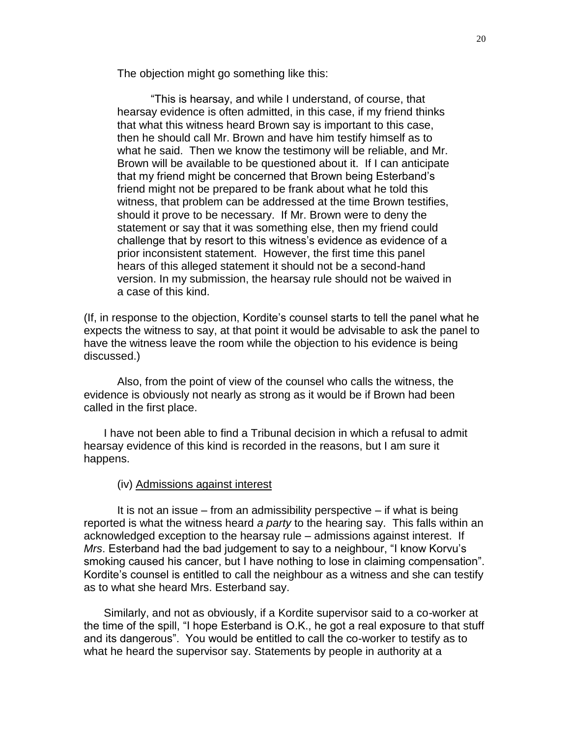The objection might go something like this:

> "This is hearsay, and while I understand, of course, that hearsay evidence is often admitted, in this case, if my friend thinks that what this witness heard Brown say is important to this case, then he should call Mr. Brown and have him testify himself as to what he said. Then we know the testimony will be reliable, and Mr. Brown will be available to be questioned about it. If I can anticipate that my friend might be concerned that Brown being Esterband's friend might not be prepared to be frank about what he told this witness, that problem can be addressed at the time Brown testifies, should it prove to be necessary. If Mr. Brown were to deny the statement or say that it was something else, then my friend could challenge that by resort to this witness's evidence as evidence of a prior inconsistent statement. However, the first time this panel hears of this alleged statement it should not be a second-hand version. In my submission, the hearsay rule should not be waived in a case of this kind.

(If, in response to the objection, Kordite's counsel starts to tell the panel what he expects the witness to say, at that point it would be advisable to ask the panel to have the witness leave the room while the objection to his evidence is being discussed.)

Also, from the point of view of the counsel who calls the witness, the evidence is obviously not nearly as strong as it would be if Brown had been called in the first place.

I have not been able to find a Tribunal decision in which a refusal to admit hearsay evidence of this kind is recorded in the reasons, but I am sure it happens.

(iv) <u>Admissions against interest</u>

It is not an issue – from an admissibility perspective – if what is being reported is what the witness heard *a party* to the hearing say. This falls within an acknowledged exception to the hearsay rule – admissions against interest. If *Mrs*. Esterband had the bad judgement to say to a neighbour, "I know Korvu's smoking caused his cancer, but I have nothing to lose in claiming compensation". Kordite's counsel is entitled to call the neighbour as a witness and she can testify as to what she heard Mrs. Esterband say.

Similarly, and not as obviously, if a Kordite supervisor said to a co-worker at the time of the spill, "I hope Esterband is O.K., he got a real exposure to that stuff and its dangerous". You would be entitled to call the co-worker to testify as to what he heard the supervisor say. Statements by people in authority at a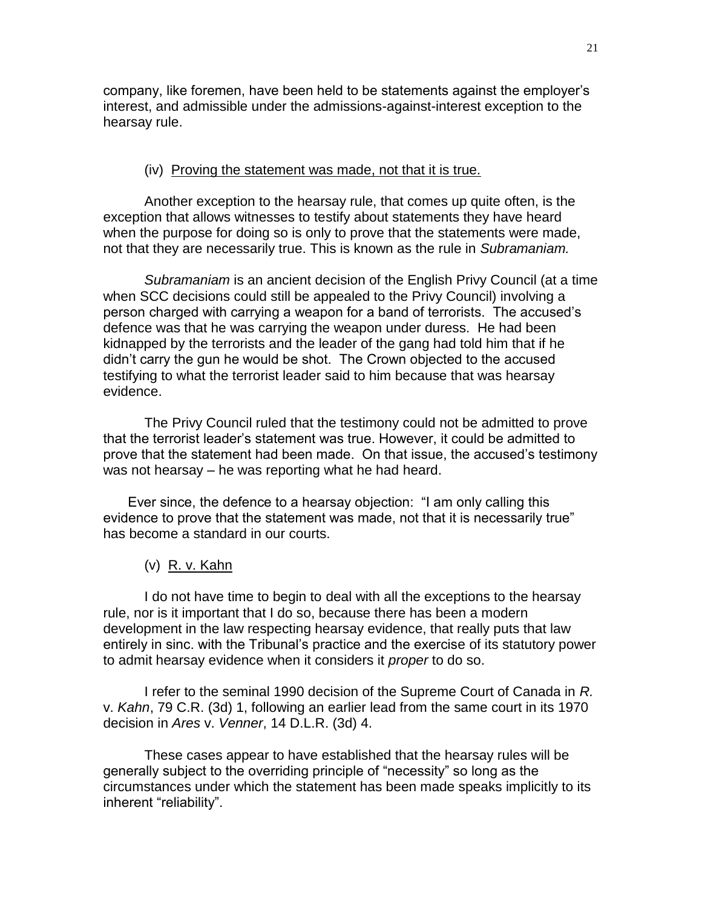company, like foremen, have been held to be statements against the employer's interest, and admissible under the admissions-against-interest exception to the hearsay rule.

(iv) Proving the statement was made, not that it is true.

Another exception to the hearsay rule, that comes up quite often, is the exception that allows witnesses to testify about statements they have heard when the purpose for doing so is only to prove that the statements were made, not that they are necessarily true. This is known as the rule in *Subramaniam.*

*Subramaniam* is an ancient decision of the English Privy Council (at a time when SCC decisions could still be appealed to the Privy Council) involving a person charged with carrying a weapon for a band of terrorists. The accused's defence was that he was carrying the weapon under duress. He had been kidnapped by the terrorists and the leader of the gang had told him that if he didn't carry the gun he would be shot. The Crown objected to the accused testifying to what the terrorist leader said to him because that was hearsay evidence.

The Privy Council ruled that the testimony could not be admitted to prove that the terrorist leader's statement was true. However, it could be admitted to prove that the statement had been made. On that issue, the accused's testimony was not hearsay – he was reporting what he had heard.

Ever since, the defence to a hearsay objection: "I am only calling this evidence to prove that the statement was made, not that it is necessarily true" has become a standard in our courts.

(v) R. v. Kahn

I do not have time to begin to deal with all the exceptions to the hearsay rule, nor is it important that I do so, because there has been a modern development in the law respecting hearsay evidence, that really puts that law entirely in sinc. with the Tribunal's practice and the exercise of its statutory power to admit hearsay evidence when it considers it *proper* to do so.

I refer to the seminal 1990 decision of the Supreme Court of Canada in *R.* v. *Kahn*, 79 C.R. (3d) 1, following an earlier lead from the same court in its 1970 decision in *Ares* v. *Venner*, 14 D.L.R. (3d) 4.

These cases appear to have established that the hearsay rules will be generally subject to the overriding principle of "necessity" so long as the circumstances under which the statement has been made speaks implicitly to its inherent "reliability".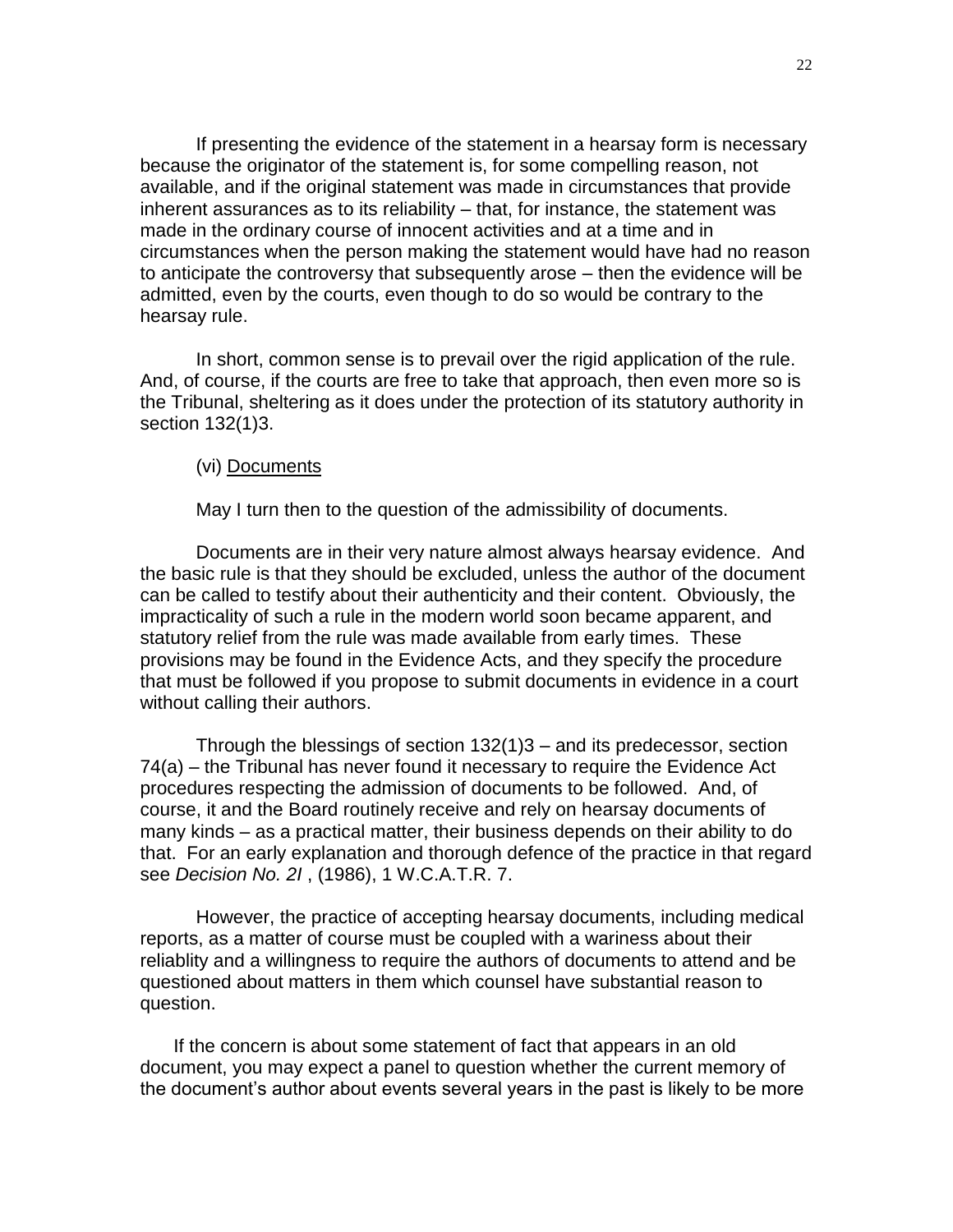If presenting the evidence of the statement in a hearsay form is necessary because the originator of the statement is, for some compelling reason, not available, and if the original statement was made in circumstances that provide inherent assurances as to its reliability – that, for instance, the statement was made in the ordinary course of innocent activities and at a time and in circumstances when the person making the statement would have had no reason to anticipate the controversy that subsequently arose – then the evidence will be admitted, even by the courts, even though to do so would be contrary to the hearsay rule.

In short, common sense is to prevail over the rigid application of the rule. And, of course, if the courts are free to take that approach, then even more so is the Tribunal, sheltering as it does under the protection of its statutory authority in section 132(1)3.

(vi) <u>Documents</u>

May I turn then to the question of the admissibility of documents.

Documents are in their very nature almost always hearsay evidence. And the basic rule is that they should be excluded, unless the author of the document can be called to testify about their authenticity and their content. Obviously, the impracticality of such a rule in the modern world soon became apparent, and statutory relief from the rule was made available from early times. These provisions may be found in the Evidence Acts, and they specify the procedure that must be followed if you propose to submit documents in evidence in a court without calling their authors.

Through the blessings of section 132(1)3 – and its predecessor, section 74(a) – the Tribunal has never found it necessary to require the Evidence Act procedures respecting the admission of documents to be followed. And, of course, it and the Board routinely receive and rely on hearsay documents of many kinds – as a practical matter, their business depends on their ability to do that. For an early explanation and thorough defence of the practice in that regard see *Decision No. 2I* , (1986), 1 W.C.A.T.R. 7.

However, the practice of accepting hearsay documents, including medical reports, as a matter of course must be coupled with a wariness about their reliablity and a willingness to require the authors of documents to attend and be questioned about matters in them which counsel have substantial reason to question.

If the concern is about some statement of fact that appears in an old document, you may expect a panel to question whether the current memory of the document's author about events several years in the past is likely to be more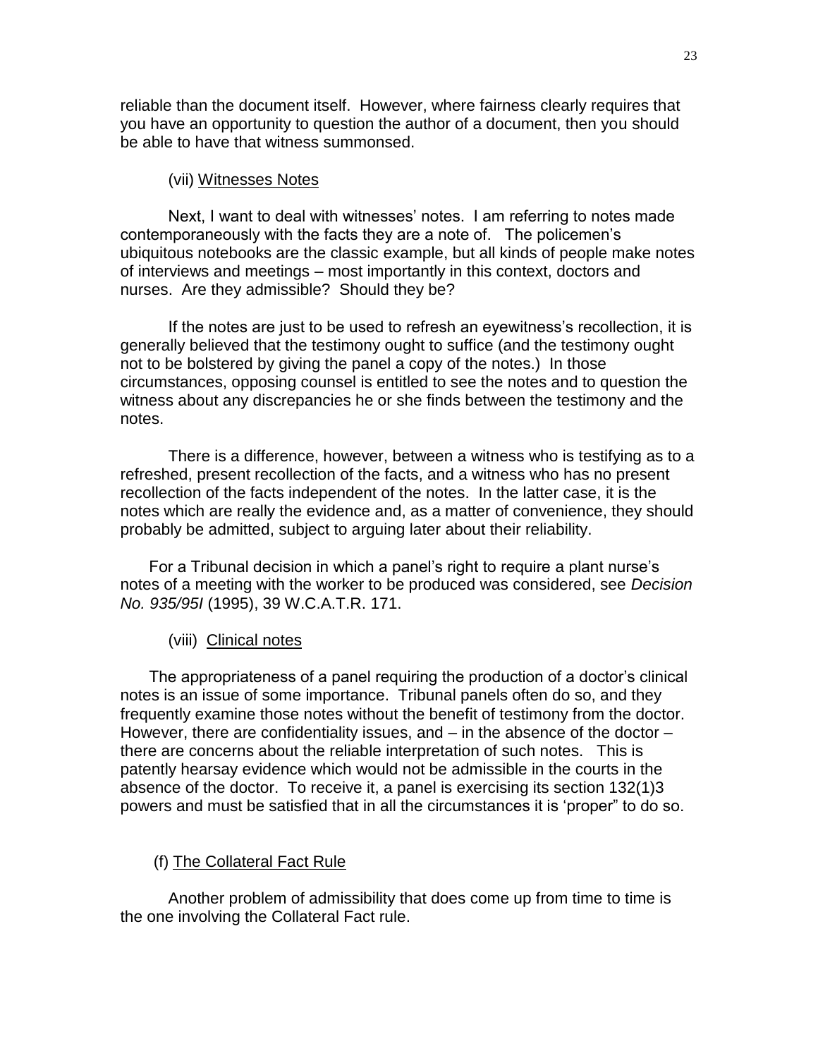reliable than the document itself. However, where fairness clearly requires that you have an opportunity to question the author of a document, then you should be able to have that witness summonsed.

(vii) Witnesses Notes

Next, I want to deal with witnesses' notes. I am referring to notes made contemporaneously with the facts they are a note of. The policemen's ubiquitous notebooks are the classic example, but all kinds of people make notes of interviews and meetings – most importantly in this context, doctors and nurses. Are they admissible? Should they be?

If the notes are just to be used to refresh an eyewitness's recollection, it is generally believed that the testimony ought to suffice (and the testimony ought not to be bolstered by giving the panel a copy of the notes.) In those circumstances, opposing counsel is entitled to see the notes and to question the witness about any discrepancies he or she finds between the testimony and the notes.

There is a difference, however, between a witness who is testifying as to a refreshed, present recollection of the facts, and a witness who has no present recollection of the facts independent of the notes. In the latter case, it is the notes which are really the evidence and, as a matter of convenience, they should probably be admitted, subject to arguing later about their reliability.

For a Tribunal decision in which a panel's right to require a plant nurse's notes of a meeting with the worker to be produced was considered, see *Decision No. 935/95I* (1995), 39 W.C.A.T.R. 171.

(viii) Clinical notes

The appropriateness of a panel requiring the production of a doctor's clinical notes is an issue of some importance. Tribunal panels often do so, and they frequently examine those notes without the benefit of testimony from the doctor. However, there are confidentiality issues, and – in the absence of the doctor – there are concerns about the reliable interpretation of such notes. This is patently hearsay evidence which would not be admissible in the courts in the absence of the doctor. To receive it, a panel is exercising its section 132(1)3 powers and must be satisfied that in all the circumstances it is 'proper" to do so.

(f) The Collateral Fact Rule

Another problem of admissibility that does come up from time to time is the one involving the Collateral Fact rule.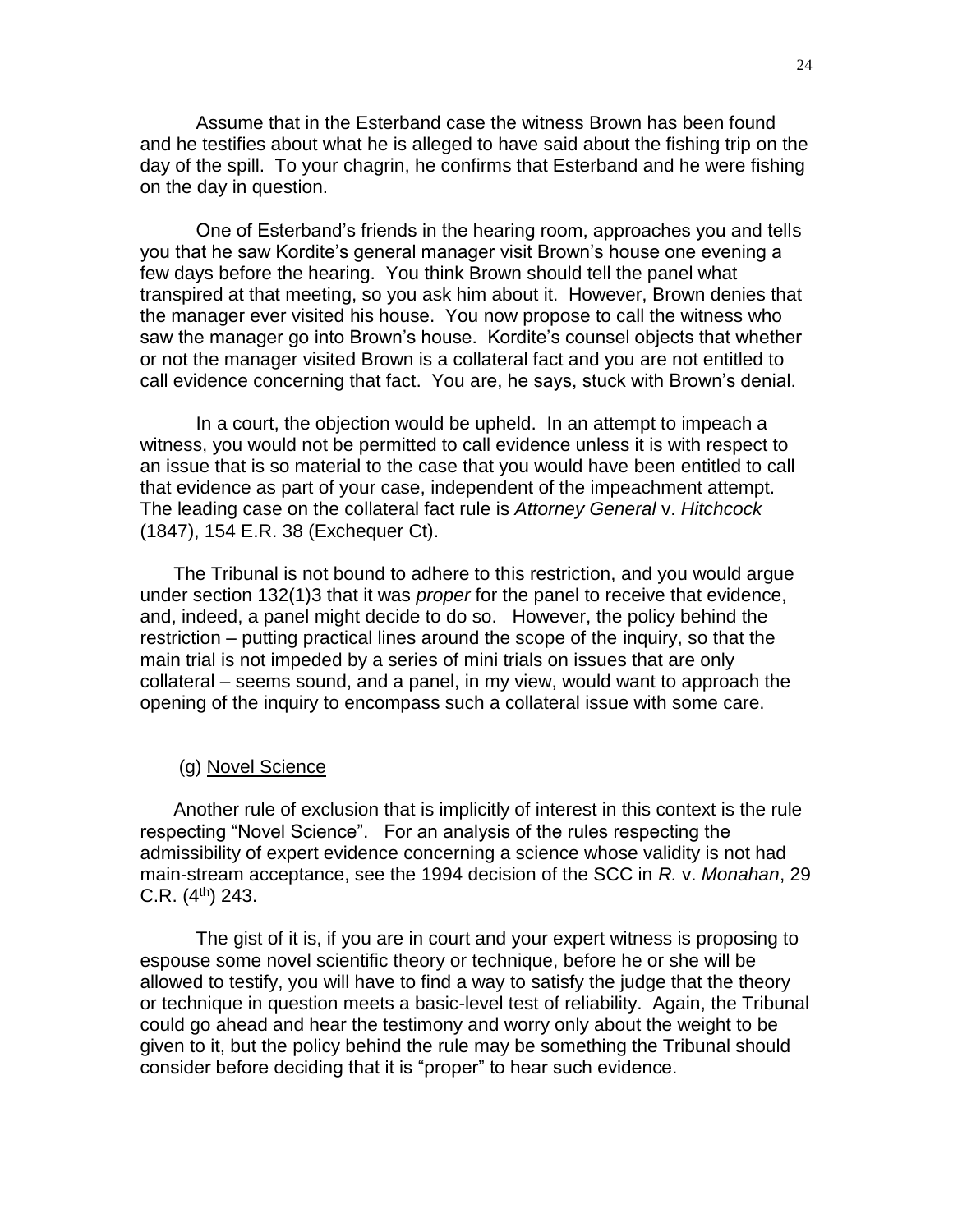Assume that in the Esterband case the witness Brown has been found and he testifies about what he is alleged to have said about the fishing trip on the day of the spill. To your chagrin, he confirms that Esterband and he were fishing on the day in question.

One of Esterband's friends in the hearing room, approaches you and tells you that he saw Kordite's general manager visit Brown's house one evening a few days before the hearing. You think Brown should tell the panel what transpired at that meeting, so you ask him about it. However, Brown denies that the manager ever visited his house. You now propose to call the witness who saw the manager go into Brown's house. Kordite's counsel objects that whether or not the manager visited Brown is a collateral fact and you are not entitled to call evidence concerning that fact. You are, he says, stuck with Brown's denial.

In a court, the objection would be upheld. In an attempt to impeach a witness, you would not be permitted to call evidence unless it is with respect to an issue that is so material to the case that you would have been entitled to call that evidence as part of your case, independent of the impeachment attempt. The leading case on the collateral fact rule is *Attorney General* v. *Hitchcock* (1847), 154 E.R. 38 (Exchequer Ct).

The Tribunal is not bound to adhere to this restriction, and you would argue under section 132(1)3 that it was *proper* for the panel to receive that evidence, and, indeed, a panel might decide to do so. However, the policy behind the restriction – putting practical lines around the scope of the inquiry, so that the main trial is not impeded by a series of mini trials on issues that are only collateral – seems sound, and a panel, in my view, would want to approach the opening of the inquiry to encompass such a collateral issue with some care.

(g) Novel Science

Another rule of exclusion that is implicitly of interest in this context is the rule respecting "Novel Science". For an analysis of the rules respecting the admissibility of expert evidence concerning a science whose validity is not had main-stream acceptance, see the 1994 decision of the SCC in *R.* v. *Monahan*, 29 C.R. (4th) 243.

The gist of it is, if you are in court and your expert witness is proposing to espouse some novel scientific theory or technique, before he or she will be allowed to testify, you will have to find a way to satisfy the judge that the theory or technique in question meets a basic-level test of reliability. Again, the Tribunal could go ahead and hear the testimony and worry only about the weight to be given to it, but the policy behind the rule may be something the Tribunal should consider before deciding that it is "proper" to hear such evidence.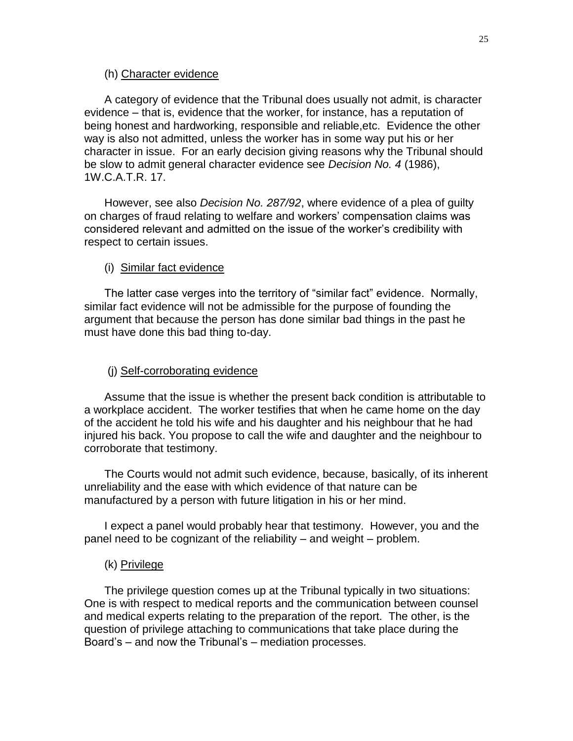(h) Character evidence

A category of evidence that the Tribunal does usually not admit, is character evidence – that is, evidence that the worker, for instance, has a reputation of being honest and hardworking, responsible and reliable,etc. Evidence the other way is also not admitted, unless the worker has in some way put his or her character in issue. For an early decision giving reasons why the Tribunal should be slow to admit general character evidence see *Decision No. 4* (1986), 1W.C.A.T.R. 17.

However, see also *Decision No. 287/92*, where evidence of a plea of guilty on charges of fraud relating to welfare and workers' compensation claims was considered relevant and admitted on the issue of the worker's credibility with respect to certain issues.

(i) Similar fact evidence

The latter case verges into the territory of "similar fact" evidence. Normally, similar fact evidence will not be admissible for the purpose of founding the argument that because the person has done similar bad things in the past he must have done this bad thing to-day.

(j) Self-corroborating evidence

Assume that the issue is whether the present back condition is attributable to a workplace accident. The worker testifies that when he came home on the day of the accident he told his wife and his daughter and his neighbour that he had injured his back. You propose to call the wife and daughter and the neighbour to corroborate that testimony.

The Courts would not admit such evidence, because, basically, of its inherent unreliability and the ease with which evidence of that nature can be manufactured by a person with future litigation in his or her mind.

I expect a panel would probably hear that testimony. However, you and the panel need to be cognizant of the reliability – and weight – problem.

(k) Privilege

The privilege question comes up at the Tribunal typically in two situations: One is with respect to medical reports and the communication between counsel and medical experts relating to the preparation of the report. The other, is the question of privilege attaching to communications that take place during the Board's – and now the Tribunal's – mediation processes.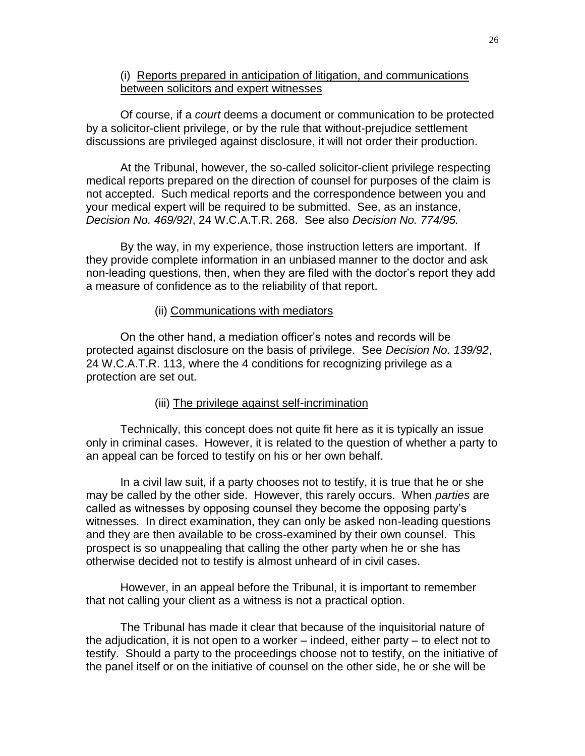(i) <u>Reports prepared in anticipation of litigation, and communications between solicitors and expert witnesses</u>

Of course, if a *court* deems a document or communication to be protected by a solicitor-client privilege, or by the rule that without-prejudice settlement discussions are privileged against disclosure, it will not order their production.

At the Tribunal, however, the so-called solicitor-client privilege respecting medical reports prepared on the direction of counsel for purposes of the claim is not accepted. Such medical reports and the correspondence between you and your medical expert will be required to be submitted. See, as an instance, *Decision No. 469/92I*, 24 W.C.A.T.R. 268. See also *Decision No. 774/95.*

By the way, in my experience, those instruction letters are important. If they provide complete information in an unbiased manner to the doctor and ask non-leading questions, then, when they are filed with the doctor's report they add a measure of confidence as to the reliability of that report.

(ii) <u>Communications with mediators</u>

On the other hand, a mediation officer's notes and records will be protected against disclosure on the basis of privilege. See *Decision No. 139/92*, 24 W.C.A.T.R. 113, where the 4 conditions for recognizing privilege as a protection are set out.

(iii) <u>The privilege against self-incrimination</u>

Technically, this concept does not quite fit here as it is typically an issue only in criminal cases. However, it is related to the question of whether a party to an appeal can be forced to testify on his or her own behalf.

In a civil law suit, if a party chooses not to testify, it is true that he or she may be called by the other side. However, this rarely occurs. When *parties* are called as witnesses by opposing counsel they become the opposing party's witnesses. In direct examination, they can only be asked non-leading questions and they are then available to be cross-examined by their own counsel. This prospect is so unappealing that calling the other party when he or she has otherwise decided not to testify is almost unheard of in civil cases.

However, in an appeal before the Tribunal, it is important to remember that not calling your client as a witness is not a practical option.

The Tribunal has made it clear that because of the inquisitorial nature of the adjudication, it is not open to a worker – indeed, either party – to elect not to testify. Should a party to the proceedings choose not to testify, on the initiative of the panel itself or on the initiative of counsel on the other side, he or she will be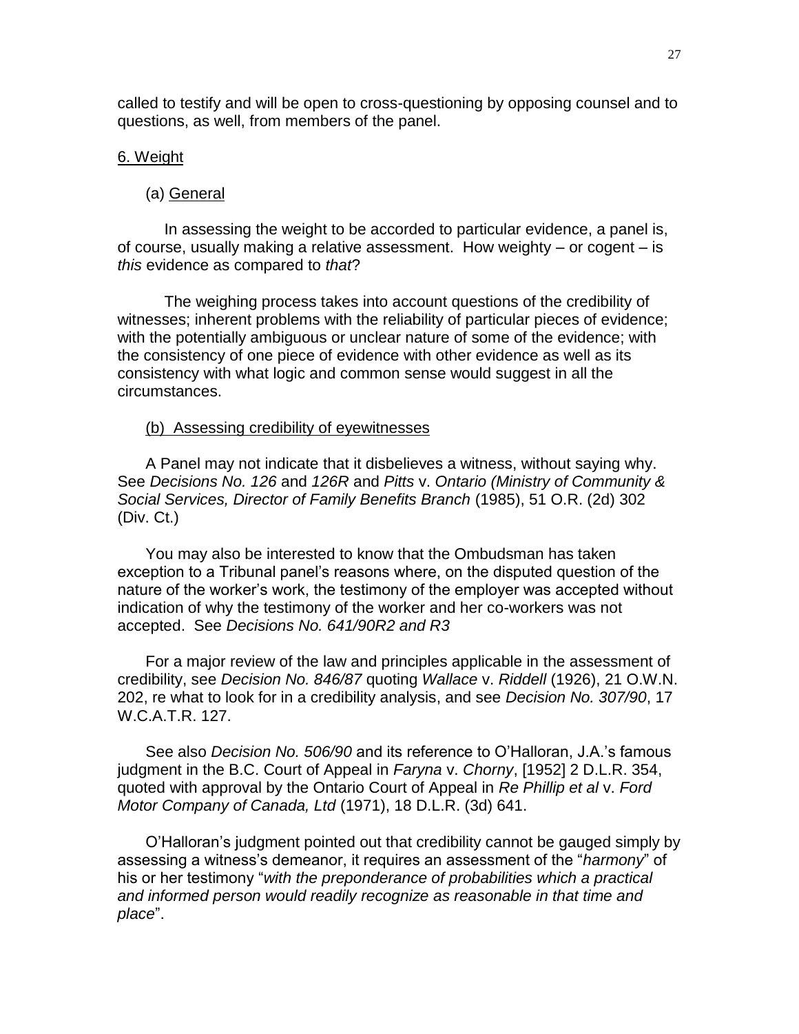called to testify and will be open to cross-questioning by opposing counsel and to questions, as well, from members of the panel.

## 6. Weight

### (a) General

In assessing the weight to be accorded to particular evidence, a panel is, of course, usually making a relative assessment. How weighty – or cogent – is *this* evidence as compared to *that*?

The weighing process takes into account questions of the credibility of witnesses; inherent problems with the reliability of particular pieces of evidence; with the potentially ambiguous or unclear nature of some of the evidence; with the consistency of one piece of evidence with other evidence as well as its consistency with what logic and common sense would suggest in all the circumstances.

### (b) Assessing credibility of eyewitnesses

A Panel may not indicate that it disbelieves a witness, without saying why. See *Decisions No. 126* and *126R* and *Pitts* v. *Ontario (Ministry of Community & Social Services, Director of Family Benefits Branch* (1985), 51 O.R. (2d) 302 (Div. Ct.)

You may also be interested to know that the Ombudsman has taken exception to a Tribunal panel's reasons where, on the disputed question of the nature of the worker's work, the testimony of the employer was accepted without indication of why the testimony of the worker and her co-workers was not accepted. See *Decisions No. 641/90R2 and R3*

For a major review of the law and principles applicable in the assessment of credibility, see *Decision No. 846/87* quoting *Wallace* v. *Riddell* (1926), 21 O.W.N. 202, re what to look for in a credibility analysis, and see *Decision No. 307/90*, 17 W.C.A.T.R. 127.

See also *Decision No. 506/90* and its reference to O'Halloran, J.A.'s famous judgment in the B.C. Court of Appeal in *Faryna* v. *Chorny*, [1952] 2 D.L.R. 354, quoted with approval by the Ontario Court of Appeal in *Re Phillip et al* v. *Ford Motor Company of Canada, Ltd* (1971), 18 D.L.R. (3d) 641.

O'Halloran's judgment pointed out that credibility cannot be gauged simply by assessing a witness's demeanor, it requires an assessment of the "*harmony*" of his or her testimony "*with the preponderance of probabilities which a practical and informed person would readily recognize as reasonable in that time and place*".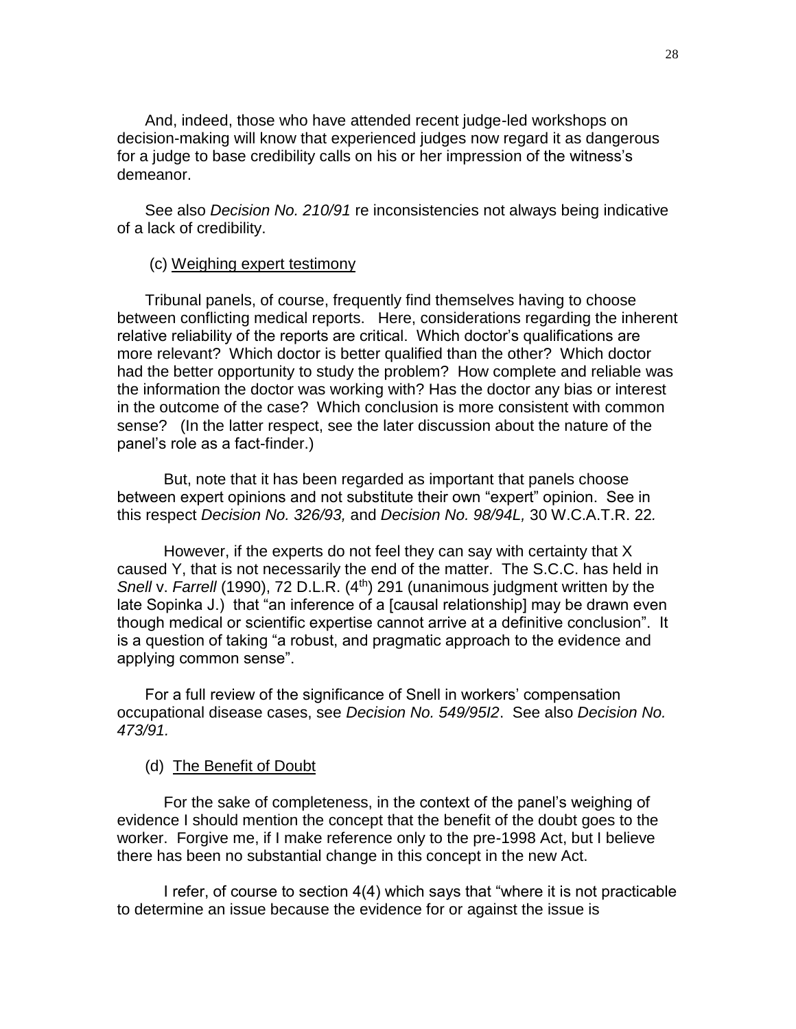And, indeed, those who have attended recent judge-led workshops on decision-making will know that experienced judges now regard it as dangerous for a judge to base credibility calls on his or her impression of the witness's demeanor.

See also *Decision No. 210/91* re inconsistencies not always being indicative of a lack of credibility.

(c) Weighing expert testimony

Tribunal panels, of course, frequently find themselves having to choose between conflicting medical reports. Here, considerations regarding the inherent relative reliability of the reports are critical. Which doctor's qualifications are more relevant? Which doctor is better qualified than the other? Which doctor had the better opportunity to study the problem? How complete and reliable was the information the doctor was working with? Has the doctor any bias or interest in the outcome of the case? Which conclusion is more consistent with common sense? (In the latter respect, see the later discussion about the nature of the panel's role as a fact-finder.)

But, note that it has been regarded as important that panels choose between expert opinions and not substitute their own "expert" opinion. See in this respect *Decision No. 326/93,* and *Decision No. 98/94L,* 30 W.C.A.T.R. 22*.*

However, if the experts do not feel they can say with certainty that X caused Y, that is not necessarily the end of the matter. The S.C.C. has held in *Snell* v. *Farrell* (1990), 72 D.L.R. (4th) 291 (unanimous judgment written by the late Sopinka J.) that "an inference of a [causal relationship] may be drawn even though medical or scientific expertise cannot arrive at a definitive conclusion". It is a question of taking "a robust, and pragmatic approach to the evidence and applying common sense".

For a full review of the significance of Snell in workers' compensation occupational disease cases, see *Decision No. 549/95I2*. See also *Decision No. 473/91.*

(d) The Benefit of Doubt

For the sake of completeness, in the context of the panel's weighing of evidence I should mention the concept that the benefit of the doubt goes to the worker. Forgive me, if I make reference only to the pre-1998 Act, but I believe there has been no substantial change in this concept in the new Act.

I refer, of course to section 4(4) which says that "where it is not practicable to determine an issue because the evidence for or against the issue is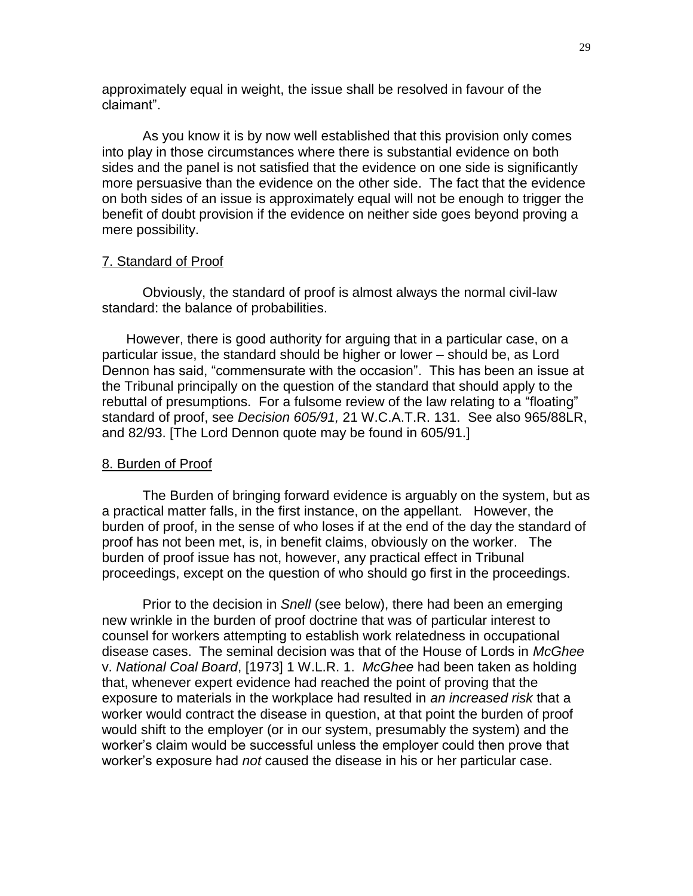approximately equal in weight, the issue shall be resolved in favour of the claimant".

As you know it is by now well established that this provision only comes into play in those circumstances where there is substantial evidence on both sides and the panel is not satisfied that the evidence on one side is significantly more persuasive than the evidence on the other side. The fact that the evidence on both sides of an issue is approximately equal will not be enough to trigger the benefit of doubt provision if the evidence on neither side goes beyond proving a mere possibility.

## 7. Standard of Proof

Obviously, the standard of proof is almost always the normal civil-law standard: the balance of probabilities.

However, there is good authority for arguing that in a particular case, on a particular issue, the standard should be higher or lower – should be, as Lord Dennon has said, "commensurate with the occasion". This has been an issue at the Tribunal principally on the question of the standard that should apply to the rebuttal of presumptions. For a fulsome review of the law relating to a "floating" standard of proof, see *Decision 605/91,* 21 W.C.A.T.R. 131. See also 965/88LR, and 82/93. [The Lord Dennon quote may be found in 605/91.]

## 8. Burden of Proof

The Burden of bringing forward evidence is arguably on the system, but as a practical matter falls, in the first instance, on the appellant. However, the burden of proof, in the sense of who loses if at the end of the day the standard of proof has not been met, is, in benefit claims, obviously on the worker. The burden of proof issue has not, however, any practical effect in Tribunal proceedings, except on the question of who should go first in the proceedings.

Prior to the decision in *Snell* (see below), there had been an emerging new wrinkle in the burden of proof doctrine that was of particular interest to counsel for workers attempting to establish work relatedness in occupational disease cases. The seminal decision was that of the House of Lords in *McGhee* v. *National Coal Board*, [1973] 1 W.L.R. 1. *McGhee* had been taken as holding that, whenever expert evidence had reached the point of proving that the exposure to materials in the workplace had resulted in *an increased risk* that a worker would contract the disease in question, at that point the burden of proof would shift to the employer (or in our system, presumably the system) and the worker's claim would be successful unless the employer could then prove that worker's exposure had *not* caused the disease in his or her particular case.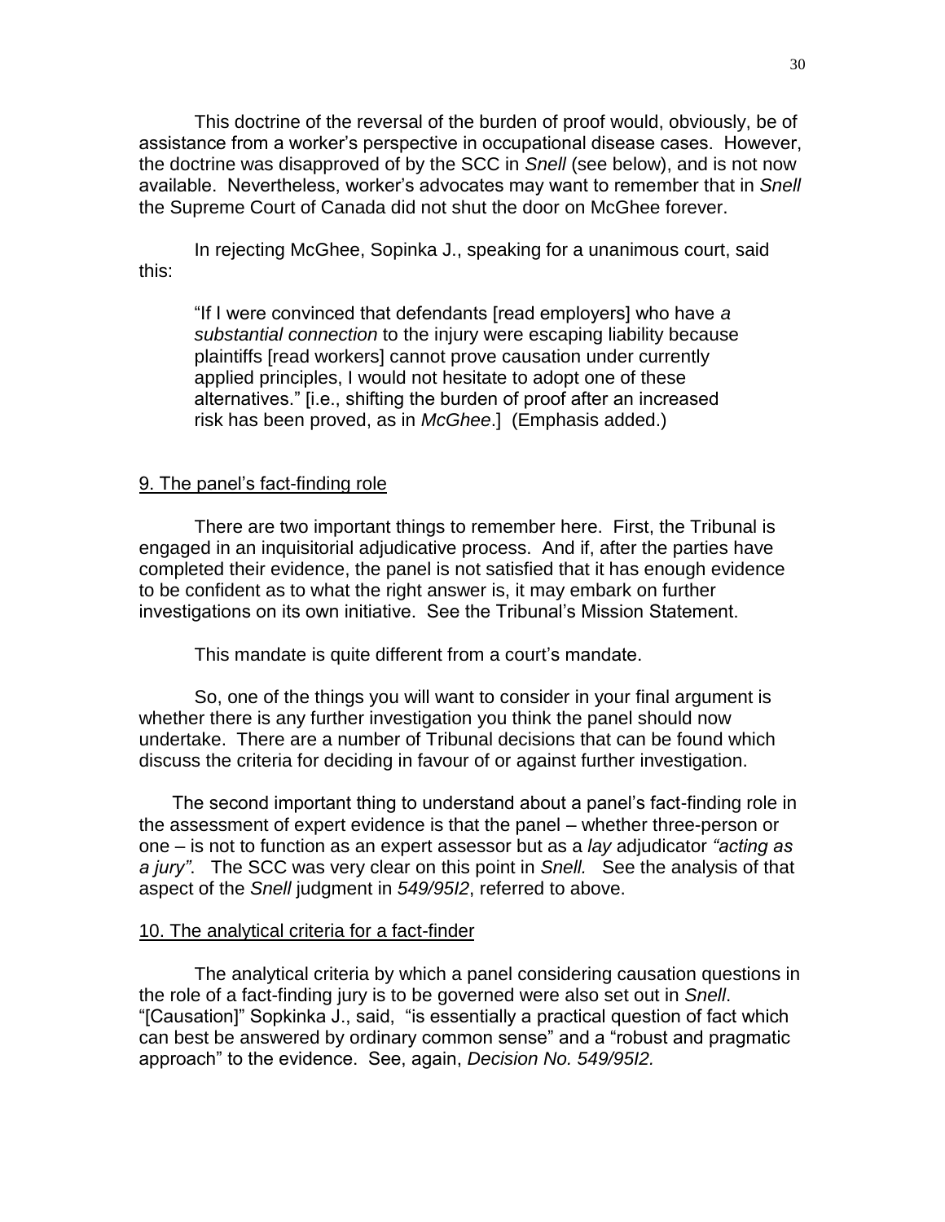This doctrine of the reversal of the burden of proof would, obviously, be of assistance from a worker's perspective in occupational disease cases. However, the doctrine was disapproved of by the SCC in *Snell* (see below), and is not now available. Nevertheless, worker's advocates may want to remember that in *Snell* the Supreme Court of Canada did not shut the door on McGhee forever.

In rejecting McGhee, Sopinka J., speaking for a unanimous court, said this:

> "If I were convinced that defendants [read employers] who have *a substantial connection* to the injury were escaping liability because plaintiffs [read workers] cannot prove causation under currently applied principles, I would not hesitate to adopt one of these alternatives." [i.e., shifting the burden of proof after an increased risk has been proved, as in *McGhee*.] (Emphasis added.)

<u>9. The panel's fact-finding role</u>

There are two important things to remember here. First, the Tribunal is engaged in an inquisitorial adjudicative process. And if, after the parties have completed their evidence, the panel is not satisfied that it has enough evidence to be confident as to what the right answer is, it may embark on further investigations on its own initiative. See the Tribunal's Mission Statement.

This mandate is quite different from a court's mandate.

So, one of the things you will want to consider in your final argument is whether there is any further investigation you think the panel should now undertake. There are a number of Tribunal decisions that can be found which discuss the criteria for deciding in favour of or against further investigation.

The second important thing to understand about a panel's fact-finding role in the assessment of expert evidence is that the panel – whether three-person or one – is not to function as an expert assessor but as a *lay* adjudicator *"acting as a jury"*. The SCC was very clear on this point in *Snell.* See the analysis of that aspect of the *Snell* judgment in *549/95I2*, referred to above.

<u>10. The analytical criteria for a fact-finder</u>

The analytical criteria by which a panel considering causation questions in the role of a fact-finding jury is to be governed were also set out in *Snell*. "[Causation]" Sopkinka J., said, "is essentially a practical question of fact which can best be answered by ordinary common sense" and a "robust and pragmatic approach" to the evidence. See, again, *Decision No. 549/95I2.*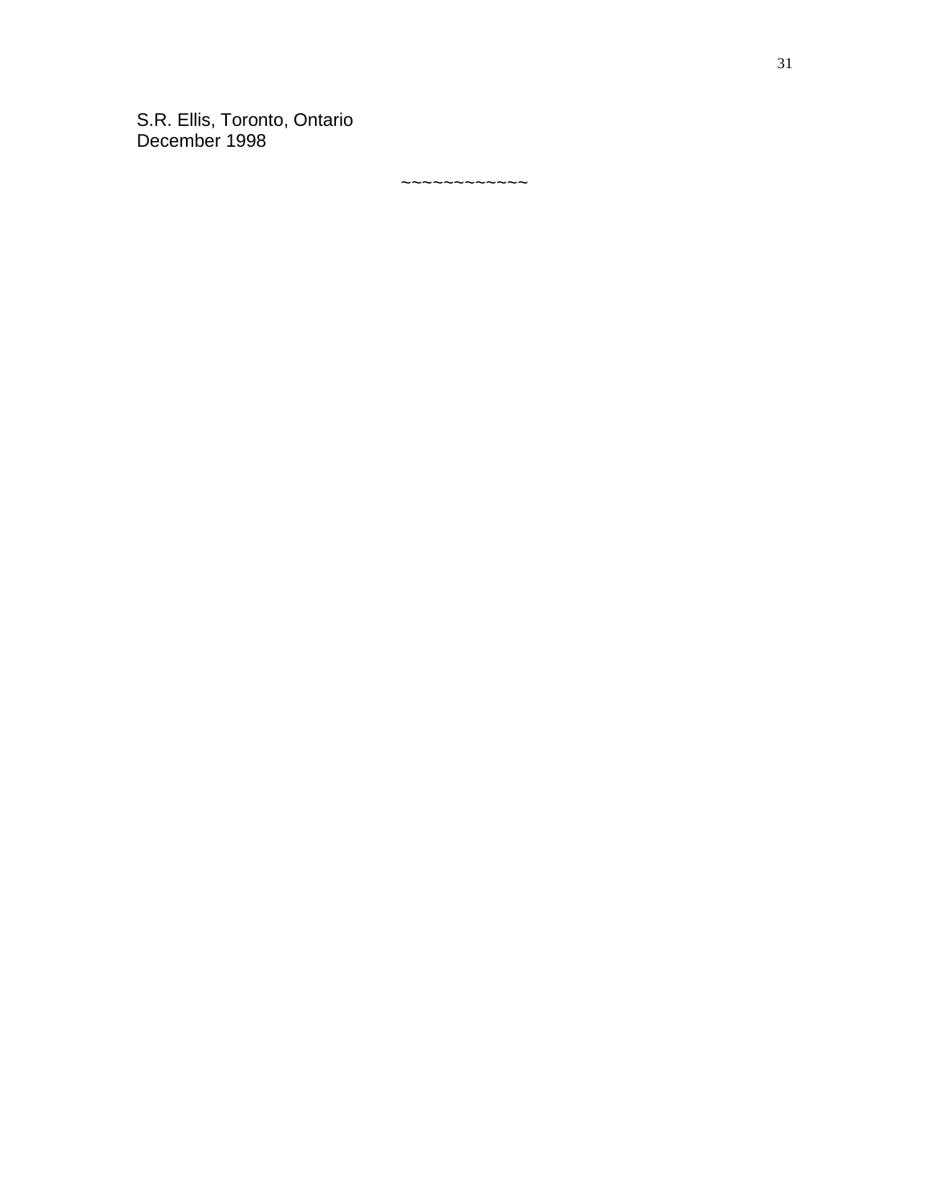S.R. Ellis, Toronto, Ontario
December 1998

~~~~~~~~~~~~~